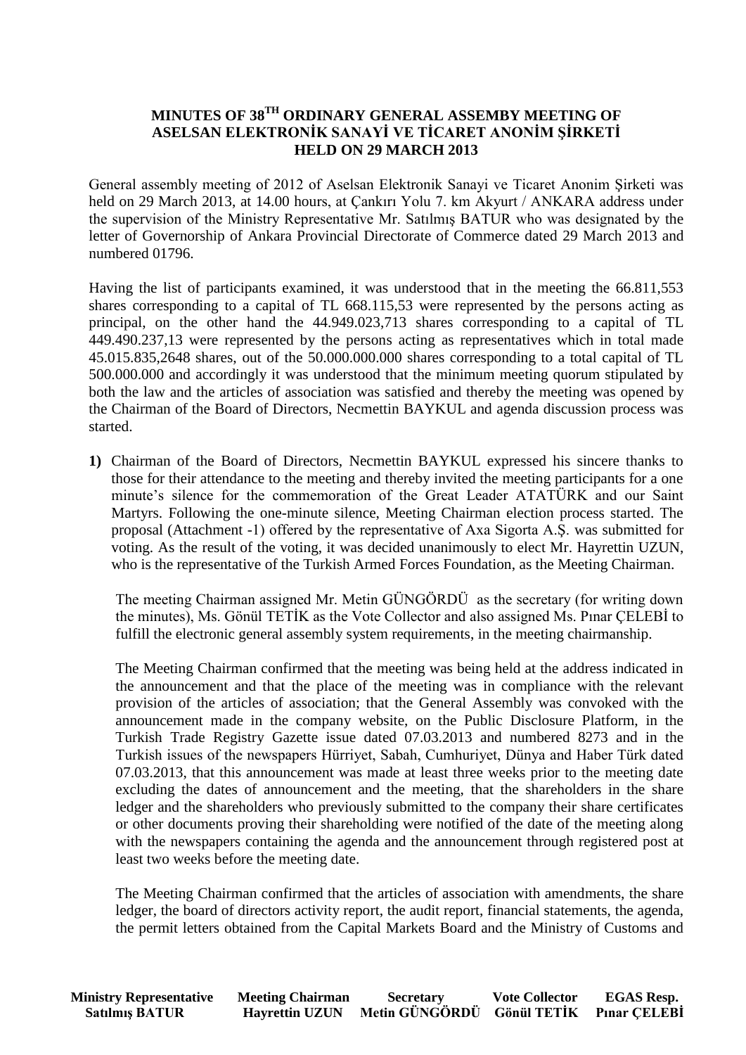# MINUTES OF 38TH ORDINARY GENERAL ASSEMBY MEETING OF ASELSAN ELEKTRONİK SANAYİ VE TİCARET ANONİM ŞİRKETİ HELD ON 29 MARCH 2013

General assembly meeting of 2012 of Aselsan Elektronik Sanayi ve Ticaret Anonim Şirketi was held on 29 March 2013, at 14.00 hours, at Çankırı Yolu 7. km Akyurt / ANKARA address under the supervision of the Ministry Representative Mr. Satılmış BATUR who was designated by the letter of Governorship of Ankara Provincial Directorate of Commerce dated 29 March 2013 and numbered 01796.

Having the list of participants examined, it was understood that in the meeting the 66.811,553 shares corresponding to a capital of TL 668.115,53 were represented by the persons acting as principal, on the other hand the 44.949.023,713 shares corresponding to a capital of TL 449.490.237,13 were represented by the persons acting as representatives which in total made 45.015.835,2648 shares, out of the 50.000.000.000 shares corresponding to a total capital of TL 500.000.000 and accordingly it was understood that the minimum meeting quorum stipulated by both the law and the articles of association was satisfied and thereby the meeting was opened by the Chairman of the Board of Directors, Necmettin BAYKUL and agenda discussion process was started.

**1)** Chairman of the Board of Directors, Necmettin BAYKUL expressed his sincere thanks to those for their attendance to the meeting and thereby invited the meeting participants for a one minute's silence for the commemoration of the Great Leader ATATÜRK and our Saint Martyrs. Following the one-minute silence, Meeting Chairman election process started. The proposal (Attachment -1) offered by the representative of Axa Sigorta A.Ş. was submitted for voting. As the result of the voting, it was decided unanimously to elect Mr. Hayrettin UZUN, who is the representative of the Turkish Armed Forces Foundation, as the Meeting Chairman.

The meeting Chairman assigned Mr. Metin GÜNGÖRDÜ as the secretary (for writing down the minutes), Ms. Gönül TETİK as the Vote Collector and also assigned Ms. Pınar ÇELEBİ to fulfill the electronic general assembly system requirements, in the meeting chairmanship.

The Meeting Chairman confirmed that the meeting was being held at the address indicated in the announcement and that the place of the meeting was in compliance with the relevant provision of the articles of association; that the General Assembly was convoked with the announcement made in the company website, on the Public Disclosure Platform, in the Turkish Trade Registry Gazette issue dated 07.03.2013 and numbered 8273 and in the Turkish issues of the newspapers Hürriyet, Sabah, Cumhuriyet, Dünya and Haber Türk dated 07.03.2013, that this announcement was made at least three weeks prior to the meeting date excluding the dates of announcement and the meeting, that the shareholders in the share ledger and the shareholders who previously submitted to the company their share certificates or other documents proving their shareholding were notified of the date of the meeting along with the newspapers containing the agenda and the announcement through registered post at least two weeks before the meeting date.

The Meeting Chairman confirmed that the articles of association with amendments, the share ledger, the board of directors activity report, the audit report, financial statements, the agenda, the permit letters obtained from the Capital Markets Board and the Ministry of Customs and

| Ministry Representative | Meeting Chairman | Secretary | Vote Collector | EGAS Resp. |
|---|---|---|---|---|
| Satılmış BATUR | Hayrettin UZUN | Metin GÜNGÖRDÜ | Gönül TETİK | Pınar ÇELEBİ |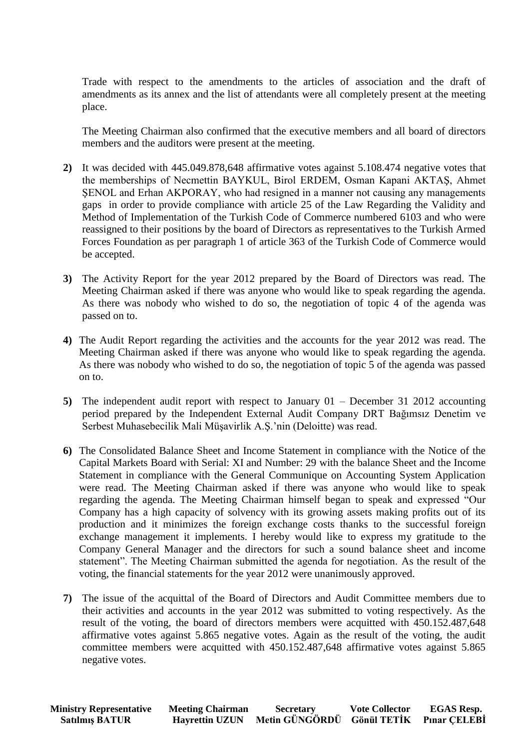Trade with respect to the amendments to the articles of association and the draft of amendments as its annex and the list of attendants were all completely present at the meeting place.

The Meeting Chairman also confirmed that the executive members and all board of directors members and the auditors were present at the meeting.

**2)** It was decided with 445.049.878,648 affirmative votes against 5.108.474 negative votes that the memberships of Necmettin BAYKUL, Birol ERDEM, Osman Kapani AKTAŞ, Ahmet ŞENOL and Erhan AKPORAY, who had resigned in a manner not causing any managements gaps in order to provide compliance with article 25 of the Law Regarding the Validity and Method of Implementation of the Turkish Code of Commerce numbered 6103 and who were reassigned to their positions by the board of Directors as representatives to the Turkish Armed Forces Foundation as per paragraph 1 of article 363 of the Turkish Code of Commerce would be accepted.

**3)** The Activity Report for the year 2012 prepared by the Board of Directors was read. The Meeting Chairman asked if there was anyone who would like to speak regarding the agenda. As there was nobody who wished to do so, the negotiation of topic 4 of the agenda was passed on to.

**4)** The Audit Report regarding the activities and the accounts for the year 2012 was read. The Meeting Chairman asked if there was anyone who would like to speak regarding the agenda. As there was nobody who wished to do so, the negotiation of topic 5 of the agenda was passed on to.

**5)** The independent audit report with respect to January 01 – December 31 2012 accounting period prepared by the Independent External Audit Company DRT Bağımsız Denetim ve Serbest Muhasebecilik Mali Müşavirlik A.Ş.'nin (Deloitte) was read.

**6)** The Consolidated Balance Sheet and Income Statement in compliance with the Notice of the Capital Markets Board with Serial: XI and Number: 29 with the balance Sheet and the Income Statement in compliance with the General Communique on Accounting System Application were read. The Meeting Chairman asked if there was anyone who would like to speak regarding the agenda. The Meeting Chairman himself began to speak and expressed "Our Company has a high capacity of solvency with its growing assets making profits out of its production and it minimizes the foreign exchange costs thanks to the successful foreign exchange management it implements. I hereby would like to express my gratitude to the Company General Manager and the directors for such a sound balance sheet and income statement". The Meeting Chairman submitted the agenda for negotiation. As the result of the voting, the financial statements for the year 2012 were unanimously approved.

**7)** The issue of the acquittal of the Board of Directors and Audit Committee members due to their activities and accounts in the year 2012 was submitted to voting respectively. As the result of the voting, the board of directors members were acquitted with 450.152.487,648 affirmative votes against 5.865 negative votes. Again as the result of the voting, the audit committee members were acquitted with 450.152.487,648 affirmative votes against 5.865 negative votes.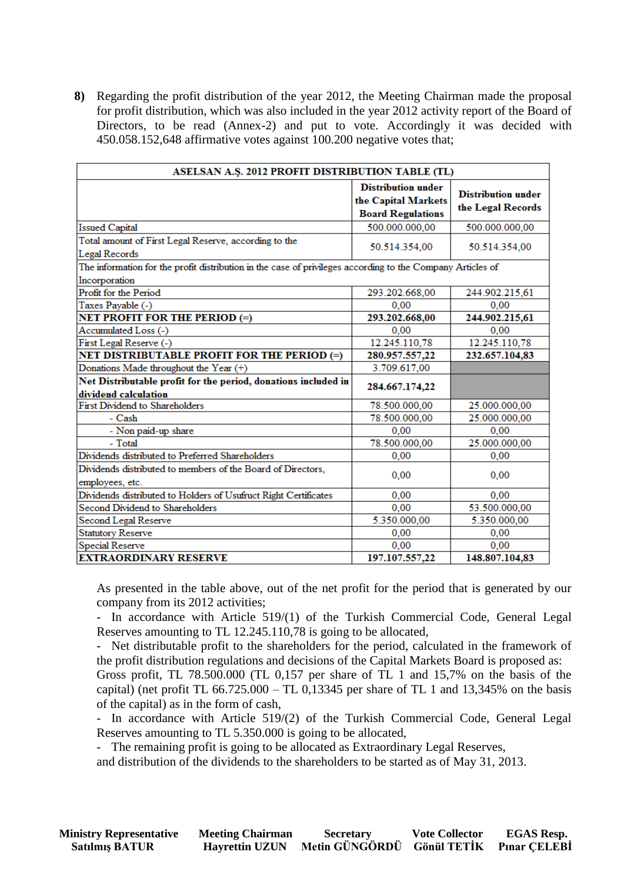**8)** Regarding the profit distribution of the year 2012, the Meeting Chairman made the proposal for profit distribution, which was also included in the year 2012 activity report of the Board of Directors, to be read (Annex-2) and put to vote. Accordingly it was decided with 450.058.152,648 affirmative votes against 100.200 negative votes that;

| ASELSAN A.Ş. 2012 PROFIT DISTRIBUTION TABLE (TL) | | |
|---|---|---|
| | **Distribution under the Capital Markets Board Regulations** | **Distribution under the Legal Records** |
| Issued Capital | 500.000.000,00 | 500.000.000,00 |
| Total amount of First Legal Reserve, according to the Legal Records | 50.514.354,00 | 50.514.354,00 |
| The information for the profit distribution in the case of privileges according to the Company Articles of Incorporation | | |
| Profit for the Period | 293.202.668,00 | 244.902.215,61 |
| Taxes Payable (-) | 0,00 | 0,00 |
| **NET PROFIT FOR THE PERIOD (=)** | **293.202.668,00** | **244.902.215,61** |
| Accumulated Loss (-) | 0,00 | 0,00 |
| First Legal Reserve (-) | 12.245.110,78 | 12.245.110,78 |
| **NET DISTRIBUTABLE PROFIT FOR THE PERIOD (=)** | **280.957.557,22** | **232.657.104,83** |
| Donations Made throughout the Year (+) | 3.709.617,00 | |
| **Net Distributable profit for the period, donations included in dividend calculation** | **284.667.174,22** | |
| First Dividend to Shareholders | 78.500.000,00 | 25.000.000,00 |
| - Cash | 78.500.000,00 | 25.000.000,00 |
| - Non paid-up share | 0,00 | 0,00 |
| - Total | 78.500.000,00 | 25.000.000,00 |
| Dividends distributed to Preferred Shareholders | 0,00 | 0,00 |
| Dividends distributed to members of the Board of Directors, employees, etc. | 0,00 | 0,00 |
| Dividends distributed to Holders of Usufruct Right Certificates | 0,00 | 0,00 |
| Second Dividend to Shareholders | 0,00 | 53.500.000,00 |
| Second Legal Reserve | 5.350.000,00 | 5.350.000,00 |
| Statutory Reserve | 0,00 | 0,00 |
| Special Reserve | 0,00 | 0,00 |
| **EXTRAORDINARY RESERVE** | **197.107.557,22** | **148.807.104,83** |

As presented in the table above, out of the net profit for the period that is generated by our company from its 2012 activities;

- In accordance with Article 519/(1) of the Turkish Commercial Code, General Legal Reserves amounting to TL 12.245.110,78 is going to be allocated,
- Net distributable profit to the shareholders for the period, calculated in the framework of the profit distribution regulations and decisions of the Capital Markets Board is proposed as: Gross profit, TL 78.500.000 (TL 0,157 per share of TL 1 and 15,7% on the basis of the capital) (net profit TL 66.725.000 – TL 0,13345 per share of TL 1 and 13,345% on the basis of the capital) as in the form of cash,
- In accordance with Article 519/(2) of the Turkish Commercial Code, General Legal Reserves amounting to TL 5.350.000 is going to be allocated,
- The remaining profit is going to be allocated as Extraordinary Legal Reserves,

and distribution of the dividends to the shareholders to be started as of May 31, 2013.

| Ministry Representative | Meeting Chairman | Secretary | Vote Collector | EGAS Resp. |
|---|---|---|---|---|
| Satılmış BATUR | Hayrettin UZUN | Metin GÜNGÖRDÜ | Gönül TETİK | Pınar ÇELEBİ |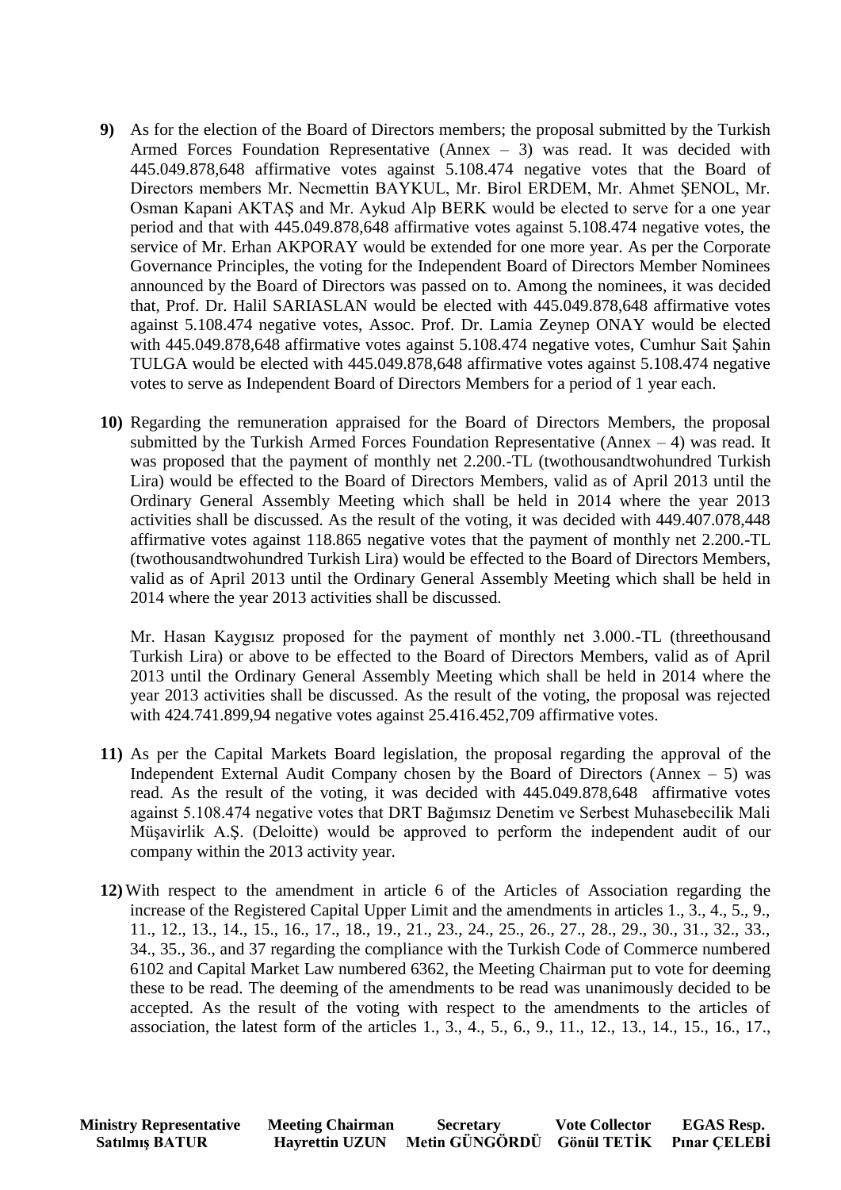**9)** As for the election of the Board of Directors members; the proposal submitted by the Turkish Armed Forces Foundation Representative (Annex – 3) was read. It was decided with 445.049.878,648 affirmative votes against 5.108.474 negative votes that the Board of Directors members Mr. Necmettin BAYKUL, Mr. Birol ERDEM, Mr. Ahmet ŞENOL, Mr. Osman Kapani AKTAŞ and Mr. Aykud Alp BERK would be elected to serve for a one year period and that with 445.049.878,648 affirmative votes against 5.108.474 negative votes, the service of Mr. Erhan AKPORAY would be extended for one more year. As per the Corporate Governance Principles, the voting for the Independent Board of Directors Member Nominees announced by the Board of Directors was passed on to. Among the nominees, it was decided that, Prof. Dr. Halil SARIASLAN would be elected with 445.049.878,648 affirmative votes against 5.108.474 negative votes, Assoc. Prof. Dr. Lamia Zeynep ONAY would be elected with 445.049.878,648 affirmative votes against 5.108.474 negative votes, Cumhur Sait Şahin TULGA would be elected with 445.049.878,648 affirmative votes against 5.108.474 negative votes to serve as Independent Board of Directors Members for a period of 1 year each.

**10)** Regarding the remuneration appraised for the Board of Directors Members, the proposal submitted by the Turkish Armed Forces Foundation Representative (Annex – 4) was read. It was proposed that the payment of monthly net 2.200.-TL (twothousandtwohundred Turkish Lira) would be effected to the Board of Directors Members, valid as of April 2013 until the Ordinary General Assembly Meeting which shall be held in 2014 where the year 2013 activities shall be discussed. As the result of the voting, it was decided with 449.407.078,448 affirmative votes against 118.865 negative votes that the payment of monthly net 2.200.-TL (twothousandtwohundred Turkish Lira) would be effected to the Board of Directors Members, valid as of April 2013 until the Ordinary General Assembly Meeting which shall be held in 2014 where the year 2013 activities shall be discussed.

Mr. Hasan Kaygısız proposed for the payment of monthly net 3.000.-TL (threethousand Turkish Lira) or above to be effected to the Board of Directors Members, valid as of April 2013 until the Ordinary General Assembly Meeting which shall be held in 2014 where the year 2013 activities shall be discussed. As the result of the voting, the proposal was rejected with 424.741.899,94 negative votes against 25.416.452,709 affirmative votes.

**11)** As per the Capital Markets Board legislation, the proposal regarding the approval of the Independent External Audit Company chosen by the Board of Directors (Annex – 5) was read. As the result of the voting, it was decided with 445.049.878,648 affirmative votes against 5.108.474 negative votes that DRT Bağımsız Denetim ve Serbest Muhasebecilik Mali Müşavirlik A.Ş. (Deloitte) would be approved to perform the independent audit of our company within the 2013 activity year.

**12)** With respect to the amendment in article 6 of the Articles of Association regarding the increase of the Registered Capital Upper Limit and the amendments in articles 1., 3., 4., 5., 9., 11., 12., 13., 14., 15., 16., 17., 18., 19., 21., 23., 24., 25., 26., 27., 28., 29., 30., 31., 32., 33., 34., 35., 36., and 37 regarding the compliance with the Turkish Code of Commerce numbered 6102 and Capital Market Law numbered 6362, the Meeting Chairman put to vote for deeming these to be read. The deeming of the amendments to be read was unanimously decided to be accepted. As the result of the voting with respect to the amendments to the articles of association, the latest form of the articles 1., 3., 4., 5., 6., 9., 11., 12., 13., 14., 15., 16., 17.,

| Ministry Representative | Meeting Chairman | Secretary | Vote Collector | EGAS Resp. |
|---|---|---|---|---|
| Satılmış BATUR | Hayrettin UZUN | Metin GÜNGÖRDÜ | Gönül TETİK | Pınar ÇELEBİ |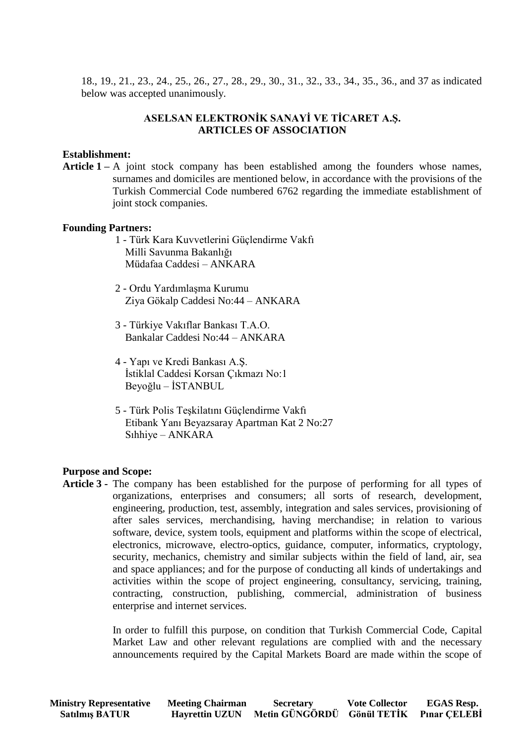18., 19., 21., 23., 24., 25., 26., 27., 28., 29., 30., 31., 32., 33., 34., 35., 36., and 37 as indicated below was accepted unanimously.

## ASELSAN ELEKTRONİK SANAYİ VE TİCARET A.Ş.
## ARTICLES OF ASSOCIATION

**Establishment:**

**Article 1 –** A joint stock company has been established among the founders whose names, surnames and domiciles are mentioned below, in accordance with the provisions of the Turkish Commercial Code numbered 6762 regarding the immediate establishment of joint stock companies.

**Founding Partners:**

1 - Türk Kara Kuvvetlerini Güçlendirme Vakfı
Milli Savunma Bakanlığı
Müdafaa Caddesi – ANKARA

2 - Ordu Yardımlaşma Kurumu
Ziya Gökalp Caddesi No:44 – ANKARA

3 - Türkiye Vakıflar Bankası T.A.O.
Bankalar Caddesi No:44 – ANKARA

4 - Yapı ve Kredi Bankası A.Ş.
İstiklal Caddesi Korsan Çıkmazı No:1
Beyoğlu – İSTANBUL

5 - Türk Polis Teşkilatını Güçlendirme Vakfı
Etibank Yanı Beyazsaray Apartman Kat 2 No:27
Sıhhiye – ANKARA

**Purpose and Scope:**

**Article 3 -** The company has been established for the purpose of performing for all types of organizations, enterprises and consumers; all sorts of research, development, engineering, production, test, assembly, integration and sales services, provisioning of after sales services, merchandising, having merchandise; in relation to various software, device, system tools, equipment and platforms within the scope of electrical, electronics, microwave, electro-optics, guidance, computer, informatics, cryptology, security, mechanics, chemistry and similar subjects within the field of land, air, sea and space appliances; and for the purpose of conducting all kinds of undertakings and activities within the scope of project engineering, consultancy, servicing, training, contracting, construction, publishing, commercial, administration of business enterprise and internet services.

In order to fulfill this purpose, on condition that Turkish Commercial Code, Capital Market Law and other relevant regulations are complied with and the necessary announcements required by the Capital Markets Board are made within the scope of

| Ministry Representative | Meeting Chairman | Secretary | Vote Collector | EGAS Resp. |
|---|---|---|---|---|
| Satılmış BATUR | Hayrettin UZUN | Metin GÜNGÖRDÜ | Gönül TETİK | Pınar ÇELEBİ |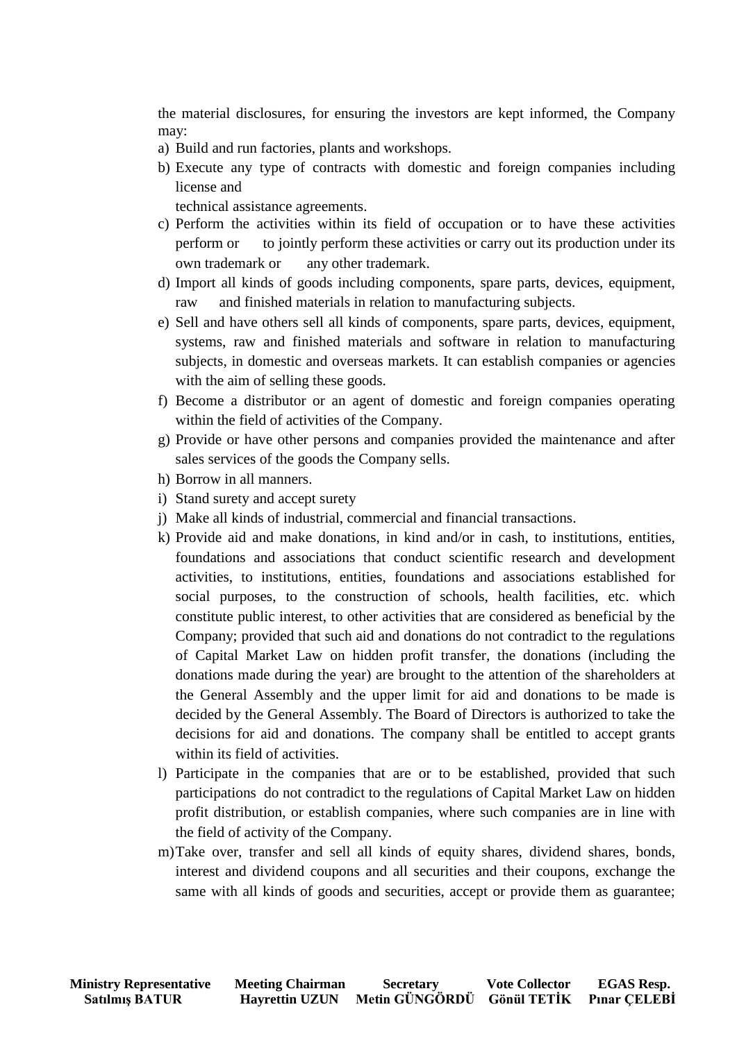the material disclosures, for ensuring the investors are kept informed, the Company may:

a) Build and run factories, plants and workshops.
b) Execute any type of contracts with domestic and foreign companies including license and technical assistance agreements.
c) Perform the activities within its field of occupation or to have these activities perform or to jointly perform these activities or carry out its production under its own trademark or any other trademark.
d) Import all kinds of goods including components, spare parts, devices, equipment, raw and finished materials in relation to manufacturing subjects.
e) Sell and have others sell all kinds of components, spare parts, devices, equipment, systems, raw and finished materials and software in relation to manufacturing subjects, in domestic and overseas markets. It can establish companies or agencies with the aim of selling these goods.
f) Become a distributor or an agent of domestic and foreign companies operating within the field of activities of the Company.
g) Provide or have other persons and companies provided the maintenance and after sales services of the goods the Company sells.
h) Borrow in all manners.
i) Stand surety and accept surety
j) Make all kinds of industrial, commercial and financial transactions.
k) Provide aid and make donations, in kind and/or in cash, to institutions, entities, foundations and associations that conduct scientific research and development activities, to institutions, entities, foundations and associations established for social purposes, to the construction of schools, health facilities, etc. which constitute public interest, to other activities that are considered as beneficial by the Company; provided that such aid and donations do not contradict to the regulations of Capital Market Law on hidden profit transfer, the donations (including the donations made during the year) are brought to the attention of the shareholders at the General Assembly and the upper limit for aid and donations to be made is decided by the General Assembly. The Board of Directors is authorized to take the decisions for aid and donations. The company shall be entitled to accept grants within its field of activities.
l) Participate in the companies that are or to be established, provided that such participations do not contradict to the regulations of Capital Market Law on hidden profit distribution, or establish companies, where such companies are in line with the field of activity of the Company.
m) Take over, transfer and sell all kinds of equity shares, dividend shares, bonds, interest and dividend coupons and all securities and their coupons, exchange the same with all kinds of goods and securities, accept or provide them as guarantee;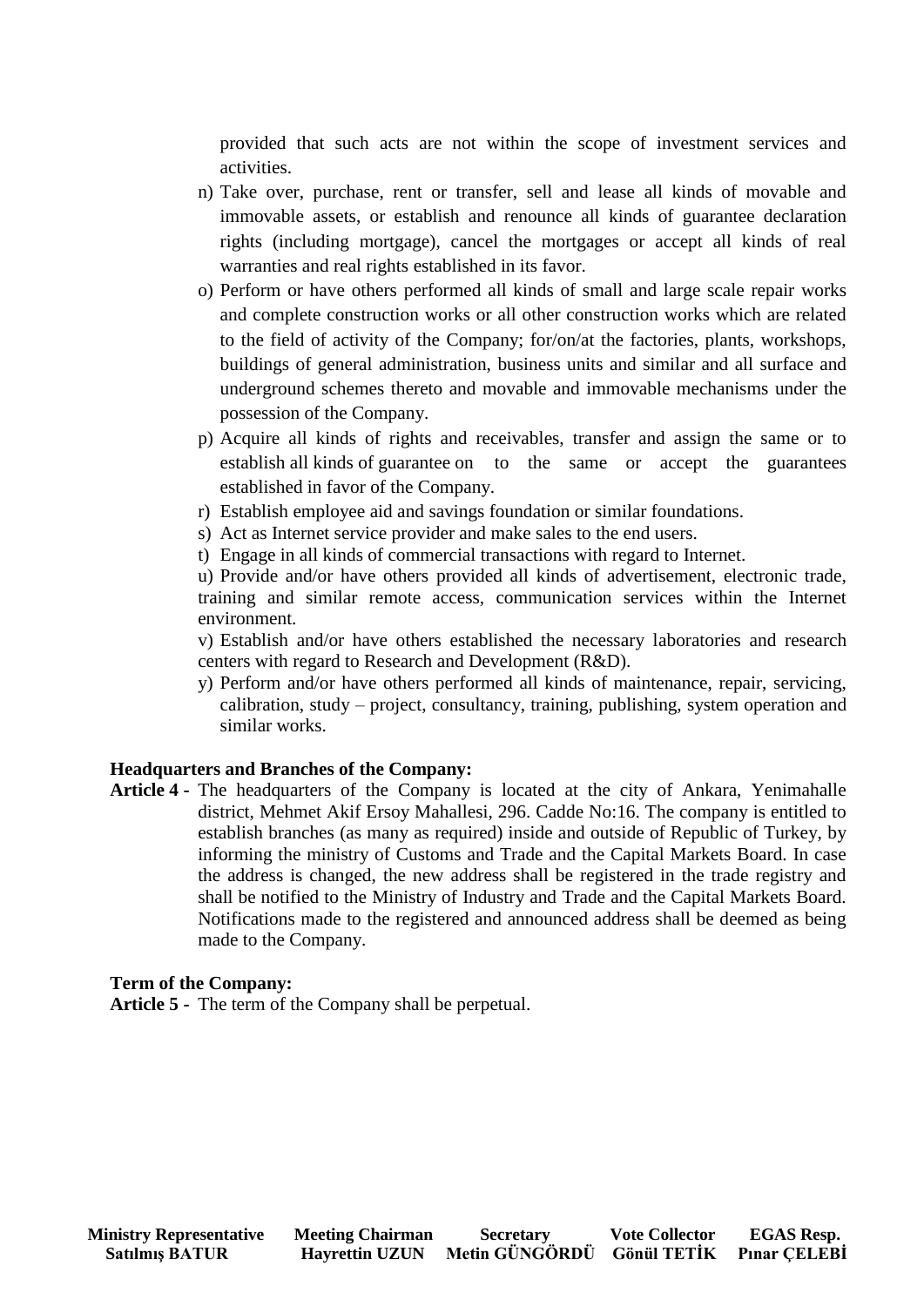provided that such acts are not within the scope of investment services and activities.

n) Take over, purchase, rent or transfer, sell and lease all kinds of movable and immovable assets, or establish and renounce all kinds of guarantee declaration rights (including mortgage), cancel the mortgages or accept all kinds of real warranties and real rights established in its favor.

o) Perform or have others performed all kinds of small and large scale repair works and complete construction works or all other construction works which are related to the field of activity of the Company; for/on/at the factories, plants, workshops, buildings of general administration, business units and similar and all surface and underground schemes thereto and movable and immovable mechanisms under the possession of the Company.

p) Acquire all kinds of rights and receivables, transfer and assign the same or to establish all kinds of guarantee on to the same or accept the guarantees established in favor of the Company.

r) Establish employee aid and savings foundation or similar foundations.

s) Act as Internet service provider and make sales to the end users.

t) Engage in all kinds of commercial transactions with regard to Internet.

u) Provide and/or have others provided all kinds of advertisement, electronic trade, training and similar remote access, communication services within the Internet environment.

v) Establish and/or have others established the necessary laboratories and research centers with regard to Research and Development (R&D).

y) Perform and/or have others performed all kinds of maintenance, repair, servicing, calibration, study – project, consultancy, training, publishing, system operation and similar works.

**Headquarters and Branches of the Company:**

**Article 4 -** The headquarters of the Company is located at the city of Ankara, Yenimahalle district, Mehmet Akif Ersoy Mahallesi, 296. Cadde No:16. The company is entitled to establish branches (as many as required) inside and outside of Republic of Turkey, by informing the ministry of Customs and Trade and the Capital Markets Board. In case the address is changed, the new address shall be registered in the trade registry and shall be notified to the Ministry of Industry and Trade and the Capital Markets Board. Notifications made to the registered and announced address shall be deemed as being made to the Company.

**Term of the Company:**

**Article 5 -** The term of the Company shall be perpetual.

| Ministry Representative | Meeting Chairman | Secretary | Vote Collector | EGAS Resp. |
|---|---|---|---|---|
| Satılmış BATUR | Hayrettin UZUN | Metin GÜNGÖRDÜ | Gönül TETİK | Pınar ÇELEBİ |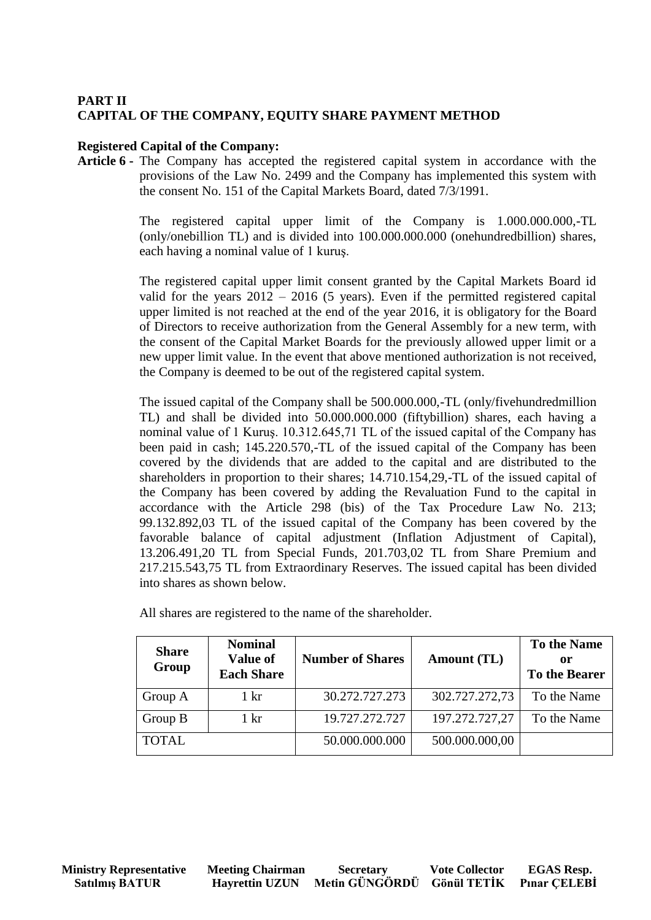**PART II**
**CAPITAL OF THE COMPANY, EQUITY SHARE PAYMENT METHOD**

**Registered Capital of the Company:**

**Article 6 -** The Company has accepted the registered capital system in accordance with the provisions of the Law No. 2499 and the Company has implemented this system with the consent No. 151 of the Capital Markets Board, dated 7/3/1991.

The registered capital upper limit of the Company is 1.000.000.000,-TL (only/onebillion TL) and is divided into 100.000.000.000 (onehundredbillion) shares, each having a nominal value of 1 kuruş.

The registered capital upper limit consent granted by the Capital Markets Board id valid for the years 2012 – 2016 (5 years). Even if the permitted registered capital upper limited is not reached at the end of the year 2016, it is obligatory for the Board of Directors to receive authorization from the General Assembly for a new term, with the consent of the Capital Market Boards for the previously allowed upper limit or a new upper limit value. In the event that above mentioned authorization is not received, the Company is deemed to be out of the registered capital system.

The issued capital of the Company shall be 500.000.000,-TL (only/fivehundredmillion TL) and shall be divided into 50.000.000.000 (fiftybillion) shares, each having a nominal value of 1 Kuruş. 10.312.645,71 TL of the issued capital of the Company has been paid in cash; 145.220.570,-TL of the issued capital of the Company has been covered by the dividends that are added to the capital and are distributed to the shareholders in proportion to their shares; 14.710.154,29,-TL of the issued capital of the Company has been covered by adding the Revaluation Fund to the capital in accordance with the Article 298 (bis) of the Tax Procedure Law No. 213; 99.132.892,03 TL of the issued capital of the Company has been covered by the favorable balance of capital adjustment (Inflation Adjustment of Capital), 13.206.491,20 TL from Special Funds, 201.703,02 TL from Share Premium and 217.215.543,75 TL from Extraordinary Reserves. The issued capital has been divided into shares as shown below.

All shares are registered to the name of the shareholder.

| Share Group | Nominal Value of Each Share | Number of Shares | Amount (TL) | To the Name or To the Bearer |
|---|---|---|---|---|
| Group A | 1 kr | 30.272.727.273 | 302.727.272,73 | To the Name |
| Group B | 1 kr | 19.727.272.727 | 197.272.727,27 | To the Name |
| TOTAL | | 50.000.000.000 | 500.000.000,00 | |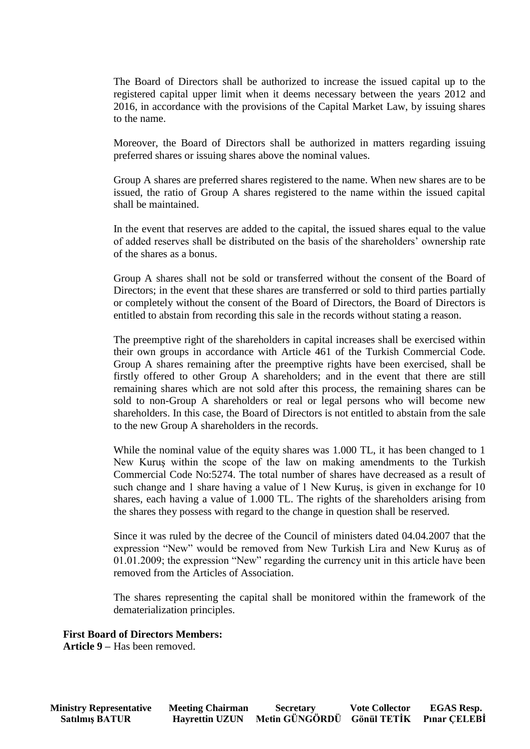The Board of Directors shall be authorized to increase the issued capital up to the registered capital upper limit when it deems necessary between the years 2012 and 2016, in accordance with the provisions of the Capital Market Law, by issuing shares to the name.

Moreover, the Board of Directors shall be authorized in matters regarding issuing preferred shares or issuing shares above the nominal values.

Group A shares are preferred shares registered to the name. When new shares are to be issued, the ratio of Group A shares registered to the name within the issued capital shall be maintained.

In the event that reserves are added to the capital, the issued shares equal to the value of added reserves shall be distributed on the basis of the shareholders' ownership rate of the shares as a bonus.

Group A shares shall not be sold or transferred without the consent of the Board of Directors; in the event that these shares are transferred or sold to third parties partially or completely without the consent of the Board of Directors, the Board of Directors is entitled to abstain from recording this sale in the records without stating a reason.

The preemptive right of the shareholders in capital increases shall be exercised within their own groups in accordance with Article 461 of the Turkish Commercial Code. Group A shares remaining after the preemptive rights have been exercised, shall be firstly offered to other Group A shareholders; and in the event that there are still remaining shares which are not sold after this process, the remaining shares can be sold to non-Group A shareholders or real or legal persons who will become new shareholders. In this case, the Board of Directors is not entitled to abstain from the sale to the new Group A shareholders in the records.

While the nominal value of the equity shares was 1.000 TL, it has been changed to 1 New Kuruş within the scope of the law on making amendments to the Turkish Commercial Code No:5274. The total number of shares have decreased as a result of such change and 1 share having a value of 1 New Kuruş, is given in exchange for 10 shares, each having a value of 1.000 TL. The rights of the shareholders arising from the shares they possess with regard to the change in question shall be reserved.

Since it was ruled by the decree of the Council of ministers dated 04.04.2007 that the expression "New" would be removed from New Turkish Lira and New Kuruş as of 01.01.2009; the expression "New" regarding the currency unit in this article have been removed from the Articles of Association.

The shares representing the capital shall be monitored within the framework of the dematerialization principles.

**First Board of Directors Members:**
**Article 9 –** Has been removed.

| Ministry Representative | Meeting Chairman | Secretary | Vote Collector | EGAS Resp. |
|---|---|---|---|---|
| Satılmış BATUR | Hayrettin UZUN | Metin GÜNGÖRDÜ | Gönül TETİK | Pınar ÇELEBİ |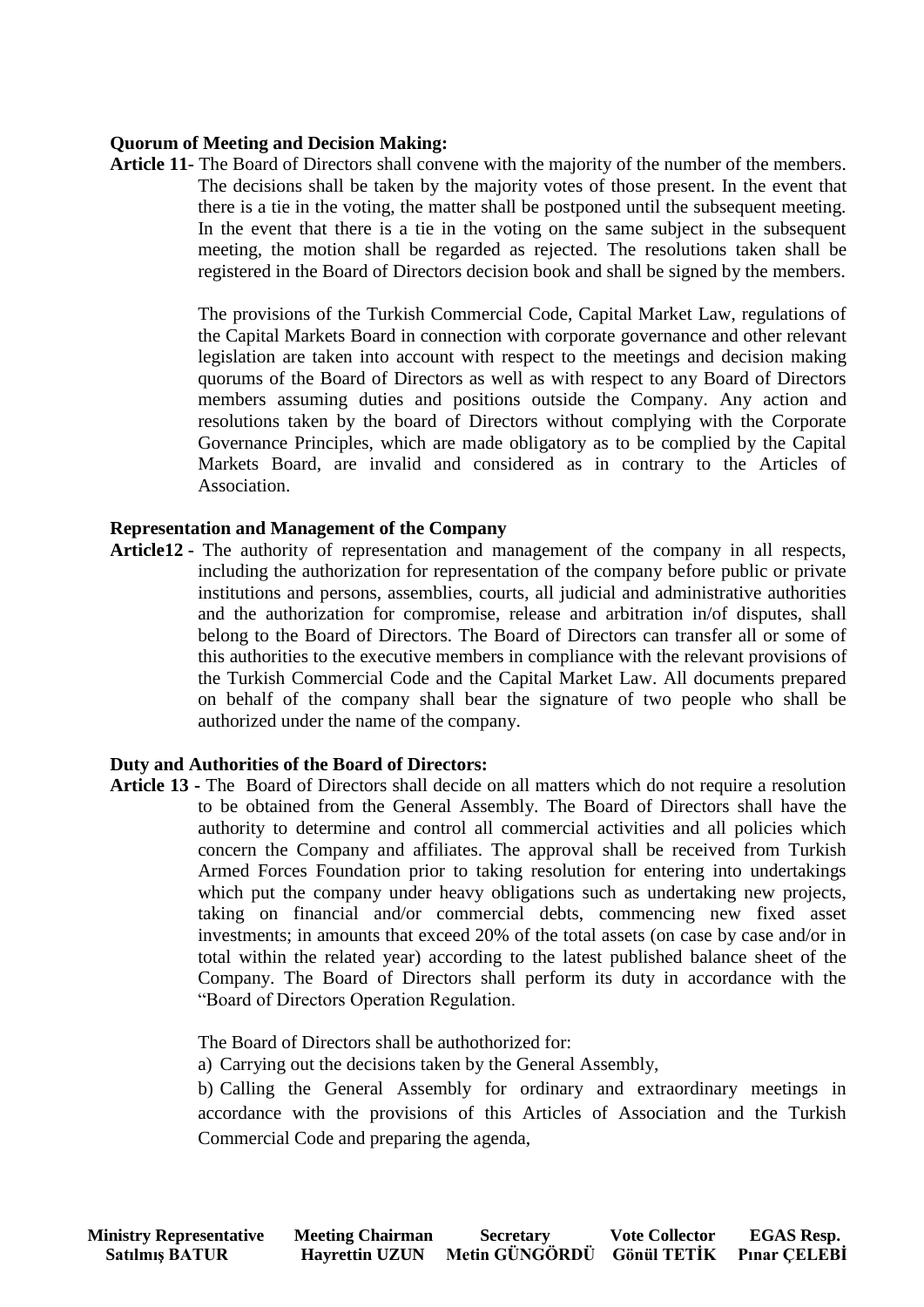**Quorum of Meeting and Decision Making:**

**Article 11-** The Board of Directors shall convene with the majority of the number of the members. The decisions shall be taken by the majority votes of those present. In the event that there is a tie in the voting, the matter shall be postponed until the subsequent meeting. In the event that there is a tie in the voting on the same subject in the subsequent meeting, the motion shall be regarded as rejected. The resolutions taken shall be registered in the Board of Directors decision book and shall be signed by the members.

The provisions of the Turkish Commercial Code, Capital Market Law, regulations of the Capital Markets Board in connection with corporate governance and other relevant legislation are taken into account with respect to the meetings and decision making quorums of the Board of Directors as well as with respect to any Board of Directors members assuming duties and positions outside the Company. Any action and resolutions taken by the board of Directors without complying with the Corporate Governance Principles, which are made obligatory as to be complied by the Capital Markets Board, are invalid and considered as in contrary to the Articles of Association.

**Representation and Management of the Company**

**Article12 -** The authority of representation and management of the company in all respects, including the authorization for representation of the company before public or private institutions and persons, assemblies, courts, all judicial and administrative authorities and the authorization for compromise, release and arbitration in/of disputes, shall belong to the Board of Directors. The Board of Directors can transfer all or some of this authorities to the executive members in compliance with the relevant provisions of the Turkish Commercial Code and the Capital Market Law. All documents prepared on behalf of the company shall bear the signature of two people who shall be authorized under the name of the company.

**Duty and Authorities of the Board of Directors:**

**Article 13 -** The Board of Directors shall decide on all matters which do not require a resolution to be obtained from the General Assembly. The Board of Directors shall have the authority to determine and control all commercial activities and all policies which concern the Company and affiliates. The approval shall be received from Turkish Armed Forces Foundation prior to taking resolution for entering into undertakings which put the company under heavy obligations such as undertaking new projects, taking on financial and/or commercial debts, commencing new fixed asset investments; in amounts that exceed 20% of the total assets (on case by case and/or in total within the related year) according to the latest published balance sheet of the Company. The Board of Directors shall perform its duty in accordance with the "Board of Directors Operation Regulation.

The Board of Directors shall be authothorized for:

a) Carrying out the decisions taken by the General Assembly,

b) Calling the General Assembly for ordinary and extraordinary meetings in accordance with the provisions of this Articles of Association and the Turkish Commercial Code and preparing the agenda,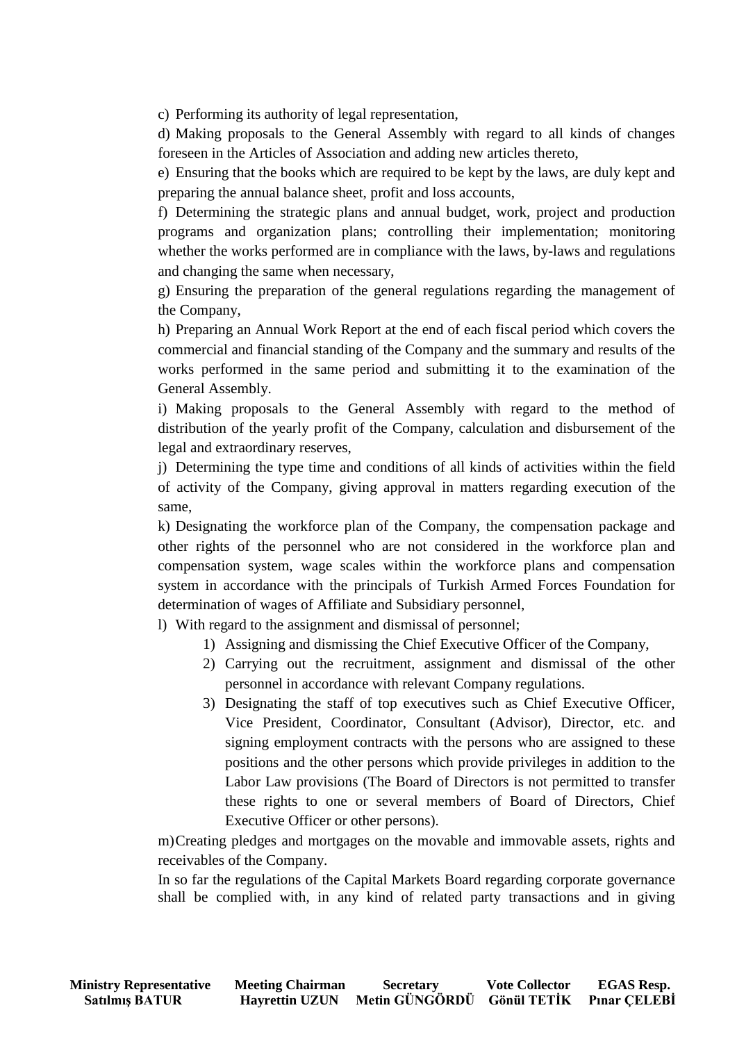c) Performing its authority of legal representation,

d) Making proposals to the General Assembly with regard to all kinds of changes foreseen in the Articles of Association and adding new articles thereto,

e) Ensuring that the books which are required to be kept by the laws, are duly kept and preparing the annual balance sheet, profit and loss accounts,

f) Determining the strategic plans and annual budget, work, project and production programs and organization plans; controlling their implementation; monitoring whether the works performed are in compliance with the laws, by-laws and regulations and changing the same when necessary,

g) Ensuring the preparation of the general regulations regarding the management of the Company,

h) Preparing an Annual Work Report at the end of each fiscal period which covers the commercial and financial standing of the Company and the summary and results of the works performed in the same period and submitting it to the examination of the General Assembly.

i) Making proposals to the General Assembly with regard to the method of distribution of the yearly profit of the Company, calculation and disbursement of the legal and extraordinary reserves,

j) Determining the type time and conditions of all kinds of activities within the field of activity of the Company, giving approval in matters regarding execution of the same,

k) Designating the workforce plan of the Company, the compensation package and other rights of the personnel who are not considered in the workforce plan and compensation system, wage scales within the workforce plans and compensation system in accordance with the principals of Turkish Armed Forces Foundation for determination of wages of Affiliate and Subsidiary personnel,

l) With regard to the assignment and dismissal of personnel;

1) Assigning and dismissing the Chief Executive Officer of the Company,
2) Carrying out the recruitment, assignment and dismissal of the other personnel in accordance with relevant Company regulations.
3) Designating the staff of top executives such as Chief Executive Officer, Vice President, Coordinator, Consultant (Advisor), Director, etc. and signing employment contracts with the persons who are assigned to these positions and the other persons which provide privileges in addition to the Labor Law provisions (The Board of Directors is not permitted to transfer these rights to one or several members of Board of Directors, Chief Executive Officer or other persons).

m) Creating pledges and mortgages on the movable and immovable assets, rights and receivables of the Company.

In so far the regulations of the Capital Markets Board regarding corporate governance shall be complied with, in any kind of related party transactions and in giving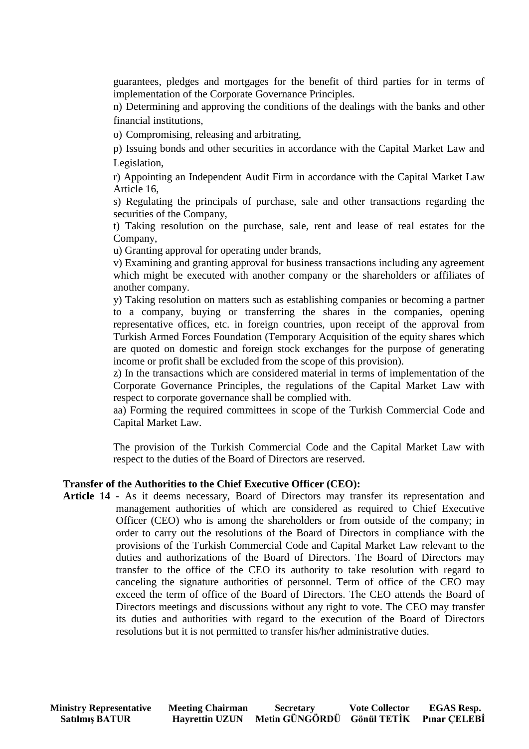guarantees, pledges and mortgages for the benefit of third parties for in terms of implementation of the Corporate Governance Principles.

n) Determining and approving the conditions of the dealings with the banks and other financial institutions,

o) Compromising, releasing and arbitrating,

p) Issuing bonds and other securities in accordance with the Capital Market Law and Legislation,

r) Appointing an Independent Audit Firm in accordance with the Capital Market Law Article 16,

s) Regulating the principals of purchase, sale and other transactions regarding the securities of the Company,

t) Taking resolution on the purchase, sale, rent and lease of real estates for the Company,

u) Granting approval for operating under brands,

v) Examining and granting approval for business transactions including any agreement which might be executed with another company or the shareholders or affiliates of another company.

y) Taking resolution on matters such as establishing companies or becoming a partner to a company, buying or transferring the shares in the companies, opening representative offices, etc. in foreign countries, upon receipt of the approval from Turkish Armed Forces Foundation (Temporary Acquisition of the equity shares which are quoted on domestic and foreign stock exchanges for the purpose of generating income or profit shall be excluded from the scope of this provision).

z) In the transactions which are considered material in terms of implementation of the Corporate Governance Principles, the regulations of the Capital Market Law with respect to corporate governance shall be complied with.

aa) Forming the required committees in scope of the Turkish Commercial Code and Capital Market Law.

The provision of the Turkish Commercial Code and the Capital Market Law with respect to the duties of the Board of Directors are reserved.

**Transfer of the Authorities to the Chief Executive Officer (CEO):**

**Article 14 -** As it deems necessary, Board of Directors may transfer its representation and management authorities of which are considered as required to Chief Executive Officer (CEO) who is among the shareholders or from outside of the company; in order to carry out the resolutions of the Board of Directors in compliance with the provisions of the Turkish Commercial Code and Capital Market Law relevant to the duties and authorizations of the Board of Directors. The Board of Directors may transfer to the office of the CEO its authority to take resolution with regard to canceling the signature authorities of personnel. Term of office of the CEO may exceed the term of office of the Board of Directors. The CEO attends the Board of Directors meetings and discussions without any right to vote. The CEO may transfer its duties and authorities with regard to the execution of the Board of Directors resolutions but it is not permitted to transfer his/her administrative duties.

| Ministry Representative | Meeting Chairman | Secretary | Vote Collector | EGAS Resp. |
|---|---|---|---|---|
| Satılmış BATUR | Hayrettin UZUN | Metin GÜNGÖRDÜ | Gönül TETİK | Pınar ÇELEBİ |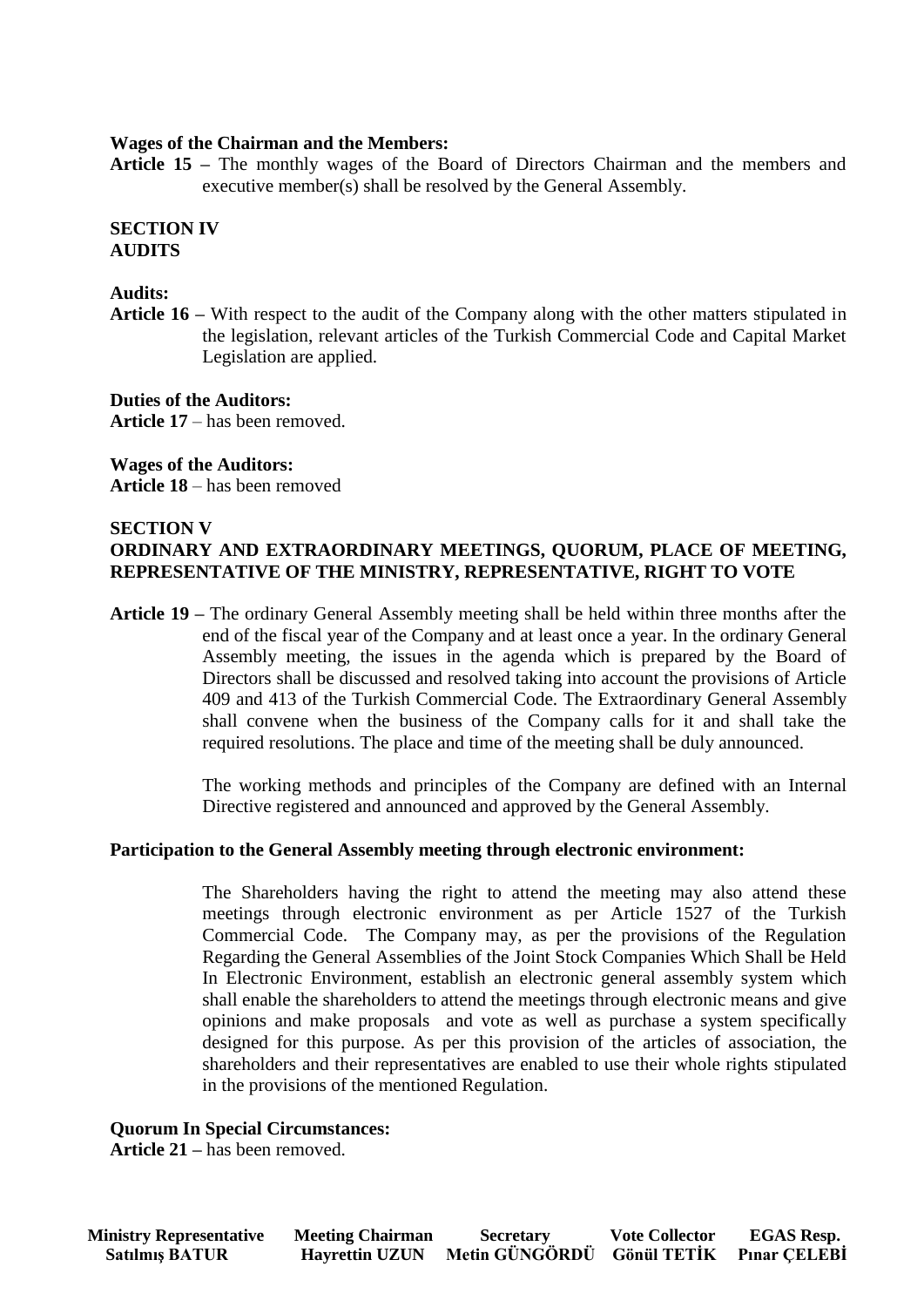**Wages of the Chairman and the Members:**

**Article 15 –** The monthly wages of the Board of Directors Chairman and the members and executive member(s) shall be resolved by the General Assembly.

**SECTION IV**
**AUDITS**

**Audits:**

**Article 16 –** With respect to the audit of the Company along with the other matters stipulated in the legislation, relevant articles of the Turkish Commercial Code and Capital Market Legislation are applied.

**Duties of the Auditors:**

**Article 17** – has been removed.

**Wages of the Auditors:**

**Article 18** – has been removed

**SECTION V**
**ORDINARY AND EXTRAORDINARY MEETINGS, QUORUM, PLACE OF MEETING, REPRESENTATIVE OF THE MINISTRY, REPRESENTATIVE, RIGHT TO VOTE**

**Article 19 –** The ordinary General Assembly meeting shall be held within three months after the end of the fiscal year of the Company and at least once a year. In the ordinary General Assembly meeting, the issues in the agenda which is prepared by the Board of Directors shall be discussed and resolved taking into account the provisions of Article 409 and 413 of the Turkish Commercial Code. The Extraordinary General Assembly shall convene when the business of the Company calls for it and shall take the required resolutions. The place and time of the meeting shall be duly announced.

The working methods and principles of the Company are defined with an Internal Directive registered and announced and approved by the General Assembly.

**Participation to the General Assembly meeting through electronic environment:**

The Shareholders having the right to attend the meeting may also attend these meetings through electronic environment as per Article 1527 of the Turkish Commercial Code. The Company may, as per the provisions of the Regulation Regarding the General Assemblies of the Joint Stock Companies Which Shall be Held In Electronic Environment, establish an electronic general assembly system which shall enable the shareholders to attend the meetings through electronic means and give opinions and make proposals and vote as well as purchase a system specifically designed for this purpose. As per this provision of the articles of association, the shareholders and their representatives are enabled to use their whole rights stipulated in the provisions of the mentioned Regulation.

**Quorum In Special Circumstances:**

**Article 21 –** has been removed.

| Ministry Representative | Meeting Chairman | Secretary | Vote Collector | EGAS Resp. |
|---|---|---|---|---|
| Satılmış BATUR | Hayrettin UZUN | Metin GÜNGÖRDÜ | Gönül TETİK | Pınar ÇELEBİ |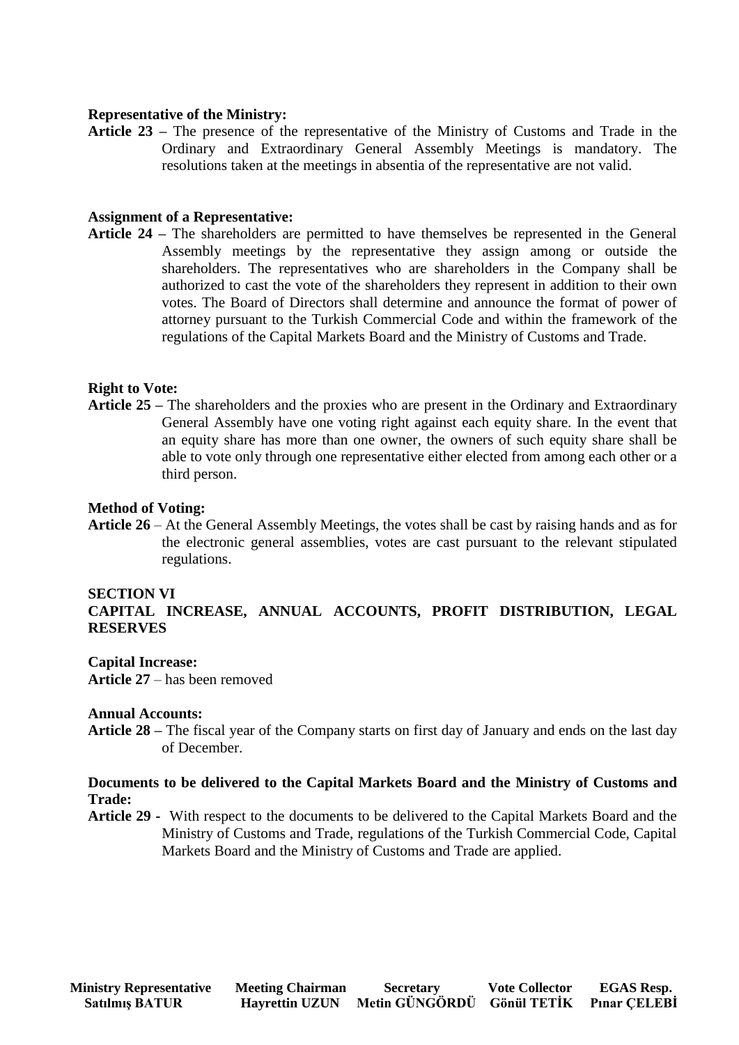**Representative of the Ministry:**

**Article 23 –** The presence of the representative of the Ministry of Customs and Trade in the Ordinary and Extraordinary General Assembly Meetings is mandatory. The resolutions taken at the meetings in absentia of the representative are not valid.

**Assignment of a Representative:**

**Article 24 –** The shareholders are permitted to have themselves be represented in the General Assembly meetings by the representative they assign among or outside the shareholders. The representatives who are shareholders in the Company shall be authorized to cast the vote of the shareholders they represent in addition to their own votes. The Board of Directors shall determine and announce the format of power of attorney pursuant to the Turkish Commercial Code and within the framework of the regulations of the Capital Markets Board and the Ministry of Customs and Trade.

**Right to Vote:**

**Article 25 –** The shareholders and the proxies who are present in the Ordinary and Extraordinary General Assembly have one voting right against each equity share. In the event that an equity share has more than one owner, the owners of such equity share shall be able to vote only through one representative either elected from among each other or a third person.

**Method of Voting:**

**Article 26** – At the General Assembly Meetings, the votes shall be cast by raising hands and as for the electronic general assemblies, votes are cast pursuant to the relevant stipulated regulations.

## SECTION VI
## CAPITAL INCREASE, ANNUAL ACCOUNTS, PROFIT DISTRIBUTION, LEGAL RESERVES

**Capital Increase:**

**Article 27** – has been removed

**Annual Accounts:**

**Article 28 –** The fiscal year of the Company starts on first day of January and ends on the last day of December.

**Documents to be delivered to the Capital Markets Board and the Ministry of Customs and Trade:**

**Article 29 -** With respect to the documents to be delivered to the Capital Markets Board and the Ministry of Customs and Trade, regulations of the Turkish Commercial Code, Capital Markets Board and the Ministry of Customs and Trade are applied.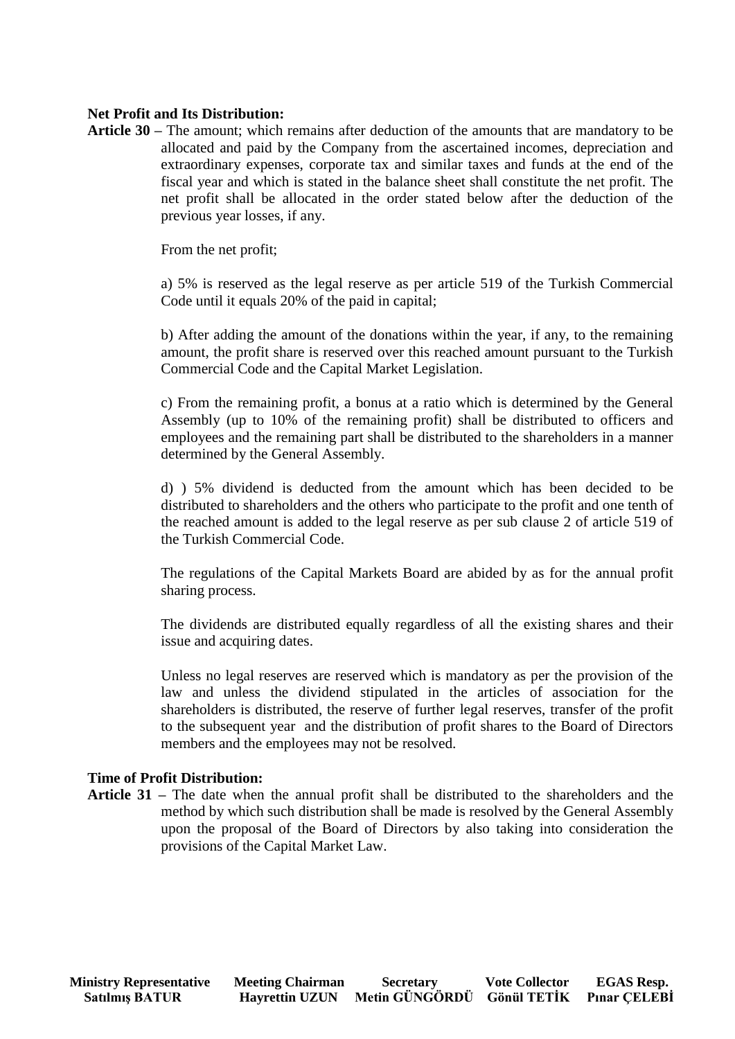**Net Profit and Its Distribution:**

**Article 30 –** The amount; which remains after deduction of the amounts that are mandatory to be allocated and paid by the Company from the ascertained incomes, depreciation and extraordinary expenses, corporate tax and similar taxes and funds at the end of the fiscal year and which is stated in the balance sheet shall constitute the net profit. The net profit shall be allocated in the order stated below after the deduction of the previous year losses, if any.

From the net profit;

a) 5% is reserved as the legal reserve as per article 519 of the Turkish Commercial Code until it equals 20% of the paid in capital;

b) After adding the amount of the donations within the year, if any, to the remaining amount, the profit share is reserved over this reached amount pursuant to the Turkish Commercial Code and the Capital Market Legislation.

c) From the remaining profit, a bonus at a ratio which is determined by the General Assembly (up to 10% of the remaining profit) shall be distributed to officers and employees and the remaining part shall be distributed to the shareholders in a manner determined by the General Assembly.

d) ) 5% dividend is deducted from the amount which has been decided to be distributed to shareholders and the others who participate to the profit and one tenth of the reached amount is added to the legal reserve as per sub clause 2 of article 519 of the Turkish Commercial Code.

The regulations of the Capital Markets Board are abided by as for the annual profit sharing process.

The dividends are distributed equally regardless of all the existing shares and their issue and acquiring dates.

Unless no legal reserves are reserved which is mandatory as per the provision of the law and unless the dividend stipulated in the articles of association for the shareholders is distributed, the reserve of further legal reserves, transfer of the profit to the subsequent year and the distribution of profit shares to the Board of Directors members and the employees may not be resolved.

**Time of Profit Distribution:**

**Article 31 –** The date when the annual profit shall be distributed to the shareholders and the method by which such distribution shall be made is resolved by the General Assembly upon the proposal of the Board of Directors by also taking into consideration the provisions of the Capital Market Law.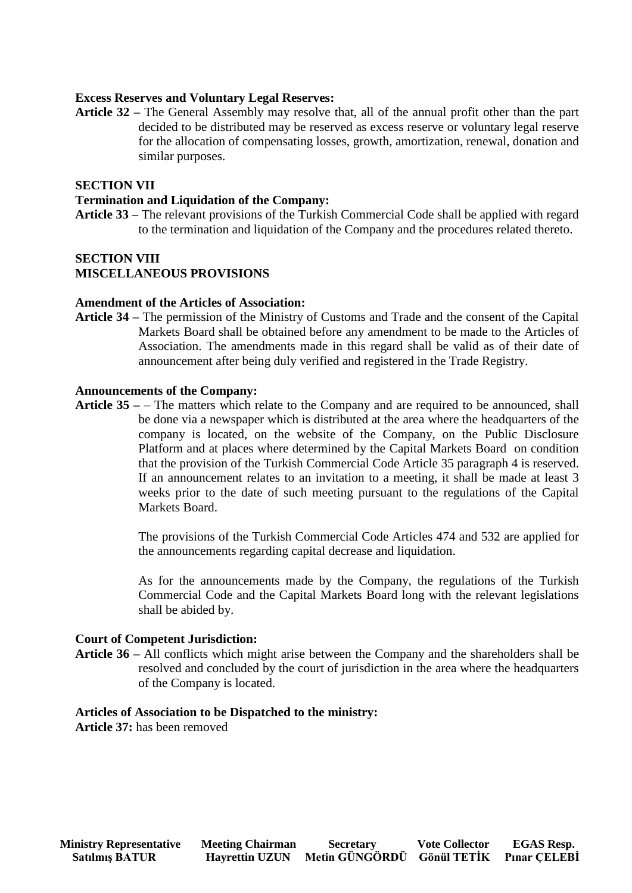**Excess Reserves and Voluntary Legal Reserves:**

**Article 32 –** The General Assembly may resolve that, all of the annual profit other than the part decided to be distributed may be reserved as excess reserve or voluntary legal reserve for the allocation of compensating losses, growth, amortization, renewal, donation and similar purposes.

**SECTION VII**

**Termination and Liquidation of the Company:**

**Article 33 –** The relevant provisions of the Turkish Commercial Code shall be applied with regard to the termination and liquidation of the Company and the procedures related thereto.

**SECTION VIII**

**MISCELLANEOUS PROVISIONS**

**Amendment of the Articles of Association:**

**Article 34 –** The permission of the Ministry of Customs and Trade and the consent of the Capital Markets Board shall be obtained before any amendment to be made to the Articles of Association. The amendments made in this regard shall be valid as of their date of announcement after being duly verified and registered in the Trade Registry.

**Announcements of the Company:**

**Article 35 –** – The matters which relate to the Company and are required to be announced, shall be done via a newspaper which is distributed at the area where the headquarters of the company is located, on the website of the Company, on the Public Disclosure Platform and at places where determined by the Capital Markets Board on condition that the provision of the Turkish Commercial Code Article 35 paragraph 4 is reserved. If an announcement relates to an invitation to a meeting, it shall be made at least 3 weeks prior to the date of such meeting pursuant to the regulations of the Capital Markets Board.

The provisions of the Turkish Commercial Code Articles 474 and 532 are applied for the announcements regarding capital decrease and liquidation.

As for the announcements made by the Company, the regulations of the Turkish Commercial Code and the Capital Markets Board long with the relevant legislations shall be abided by.

**Court of Competent Jurisdiction:**

**Article 36 –** All conflicts which might arise between the Company and the shareholders shall be resolved and concluded by the court of jurisdiction in the area where the headquarters of the Company is located.

**Articles of Association to be Dispatched to the ministry:**

**Article 37:** has been removed

| Ministry Representative | Meeting Chairman | Secretary | Vote Collector | EGAS Resp. |
|---|---|---|---|---|
| Satılmış BATUR | Hayrettin UZUN | Metin GÜNGÖRDÜ | Gönül TETİK | Pınar ÇELEBİ |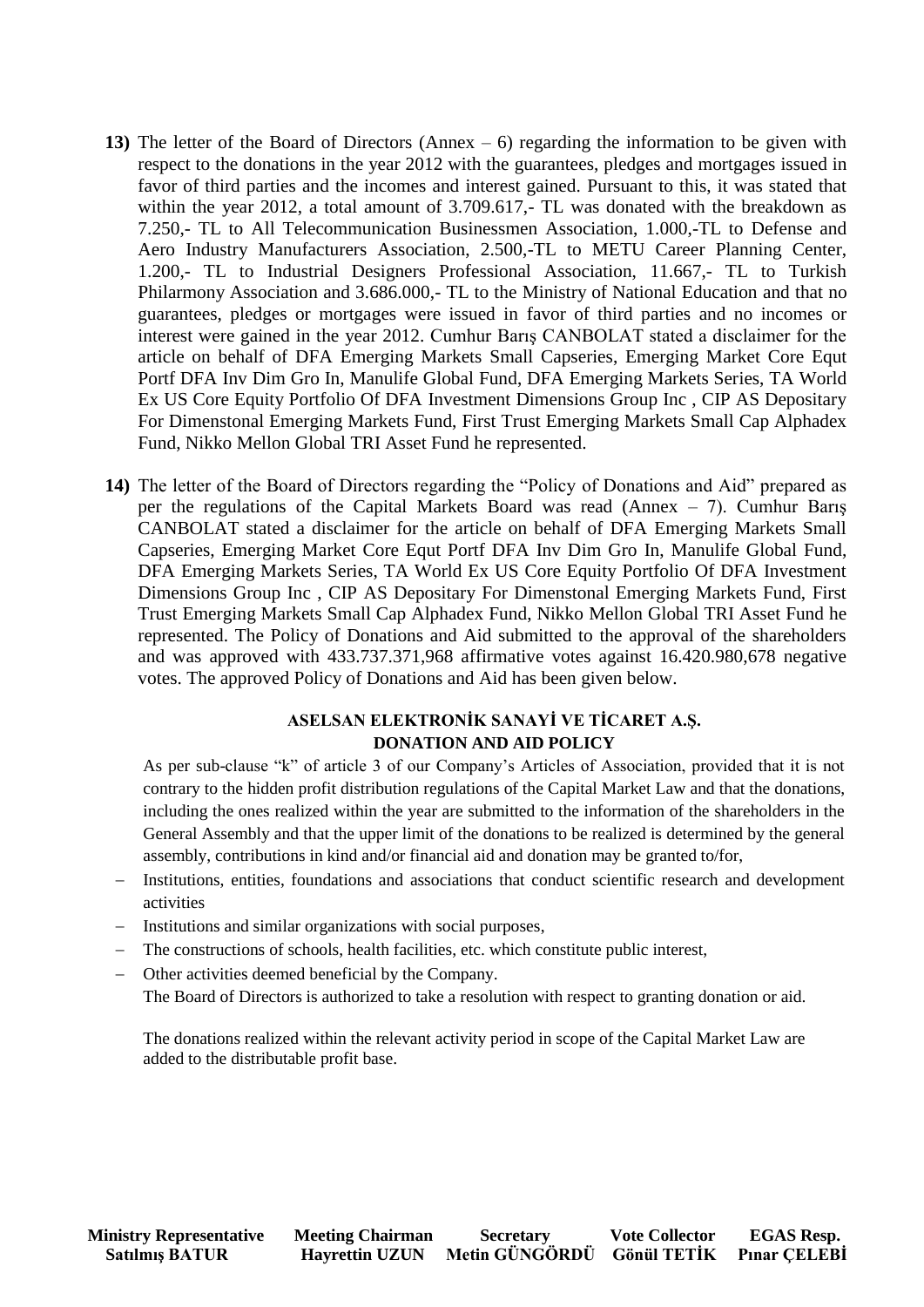13) The letter of the Board of Directors (Annex – 6) regarding the information to be given with respect to the donations in the year 2012 with the guarantees, pledges and mortgages issued in favor of third parties and the incomes and interest gained. Pursuant to this, it was stated that within the year 2012, a total amount of 3.709.617,- TL was donated with the breakdown as 7.250,- TL to All Telecommunication Businessmen Association, 1.000,-TL to Defense and Aero Industry Manufacturers Association, 2.500,-TL to METU Career Planning Center, 1.200,- TL to Industrial Designers Professional Association, 11.667,- TL to Turkish Philarmony Association and 3.686.000,- TL to the Ministry of National Education and that no guarantees, pledges or mortgages were issued in favor of third parties and no incomes or interest were gained in the year 2012. Cumhur Barış CANBOLAT stated a disclaimer for the article on behalf of DFA Emerging Markets Small Capseries, Emerging Market Core Equt Portf DFA Inv Dim Gro In, Manulife Global Fund, DFA Emerging Markets Series, TA World Ex US Core Equity Portfolio Of DFA Investment Dimensions Group Inc , CIP AS Depositary For Dimenstonal Emerging Markets Fund, First Trust Emerging Markets Small Cap Alphadex Fund, Nikko Mellon Global TRI Asset Fund he represented.

14) The letter of the Board of Directors regarding the "Policy of Donations and Aid" prepared as per the regulations of the Capital Markets Board was read (Annex – 7). Cumhur Barış CANBOLAT stated a disclaimer for the article on behalf of DFA Emerging Markets Small Capseries, Emerging Market Core Equt Portf DFA Inv Dim Gro In, Manulife Global Fund, DFA Emerging Markets Series, TA World Ex US Core Equity Portfolio Of DFA Investment Dimensions Group Inc , CIP AS Depositary For Dimenstonal Emerging Markets Fund, First Trust Emerging Markets Small Cap Alphadex Fund, Nikko Mellon Global TRI Asset Fund he represented. The Policy of Donations and Aid submitted to the approval of the shareholders and was approved with 433.737.371,968 affirmative votes against 16.420.980,678 negative votes. The approved Policy of Donations and Aid has been given below.

**ASELSAN ELEKTRONİK SANAYİ VE TİCARET A.Ş.**
**DONATION AND AID POLICY**

As per sub-clause "k" of article 3 of our Company's Articles of Association, provided that it is not contrary to the hidden profit distribution regulations of the Capital Market Law and that the donations, including the ones realized within the year are submitted to the information of the shareholders in the General Assembly and that the upper limit of the donations to be realized is determined by the general assembly, contributions in kind and/or financial aid and donation may be granted to/for,

- Institutions, entities, foundations and associations that conduct scientific research and development activities
- Institutions and similar organizations with social purposes,
- The constructions of schools, health facilities, etc. which constitute public interest,
- Other activities deemed beneficial by the Company.

The Board of Directors is authorized to take a resolution with respect to granting donation or aid.

The donations realized within the relevant activity period in scope of the Capital Market Law are added to the distributable profit base.

| Ministry Representative | Meeting Chairman | Secretary | Vote Collector | EGAS Resp. |
|---|---|---|---|---|
| Satılmış BATUR | Hayrettin UZUN | Metin GÜNGÖRDÜ | Gönül TETİK | Pınar ÇELEBİ |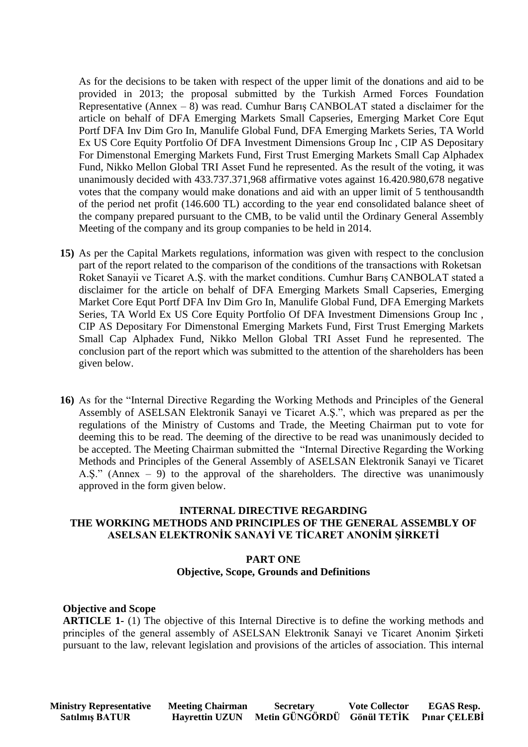As for the decisions to be taken with respect of the upper limit of the donations and aid to be provided in 2013; the proposal submitted by the Turkish Armed Forces Foundation Representative (Annex – 8) was read. Cumhur Barış CANBOLAT stated a disclaimer for the article on behalf of DFA Emerging Markets Small Capseries, Emerging Market Core Equt Portf DFA Inv Dim Gro In, Manulife Global Fund, DFA Emerging Markets Series, TA World Ex US Core Equity Portfolio Of DFA Investment Dimensions Group Inc , CIP AS Depositary For Dimenstonal Emerging Markets Fund, First Trust Emerging Markets Small Cap Alphadex Fund, Nikko Mellon Global TRI Asset Fund he represented. As the result of the voting, it was unanimously decided with 433.737.371,968 affirmative votes against 16.420.980,678 negative votes that the company would make donations and aid with an upper limit of 5 tenthousandth of the period net profit (146.600 TL) according to the year end consolidated balance sheet of the company prepared pursuant to the CMB, to be valid until the Ordinary General Assembly Meeting of the company and its group companies to be held in 2014.

**15)** As per the Capital Markets regulations, information was given with respect to the conclusion part of the report related to the comparison of the conditions of the transactions with Roketsan Roket Sanayii ve Ticaret A.Ş. with the market conditions. Cumhur Barış CANBOLAT stated a disclaimer for the article on behalf of DFA Emerging Markets Small Capseries, Emerging Market Core Equt Portf DFA Inv Dim Gro In, Manulife Global Fund, DFA Emerging Markets Series, TA World Ex US Core Equity Portfolio Of DFA Investment Dimensions Group Inc , CIP AS Depositary For Dimenstonal Emerging Markets Fund, First Trust Emerging Markets Small Cap Alphadex Fund, Nikko Mellon Global TRI Asset Fund he represented. The conclusion part of the report which was submitted to the attention of the shareholders has been given below.

**16)** As for the "Internal Directive Regarding the Working Methods and Principles of the General Assembly of ASELSAN Elektronik Sanayi ve Ticaret A.Ş.", which was prepared as per the regulations of the Ministry of Customs and Trade, the Meeting Chairman put to vote for deeming this to be read. The deeming of the directive to be read was unanimously decided to be accepted. The Meeting Chairman submitted the "Internal Directive Regarding the Working Methods and Principles of the General Assembly of ASELSAN Elektronik Sanayi ve Ticaret A.Ş." (Annex – 9) to the approval of the shareholders. The directive was unanimously approved in the form given below.

## INTERNAL DIRECTIVE REGARDING THE WORKING METHODS AND PRINCIPLES OF THE GENERAL ASSEMBLY OF ASELSAN ELEKTRONİK SANAYİ VE TİCARET ANONİM ŞİRKETİ

### PART ONE
### Objective, Scope, Grounds and Definitions

**Objective and Scope**

**ARTICLE 1-** (1) The objective of this Internal Directive is to define the working methods and principles of the general assembly of ASELSAN Elektronik Sanayi ve Ticaret Anonim Şirketi pursuant to the law, relevant legislation and provisions of the articles of association. This internal

| Ministry Representative | Meeting Chairman | Secretary | Vote Collector | EGAS Resp. |
|---|---|---|---|---|
| Satılmış BATUR | Hayrettin UZUN | Metin GÜNGÖRDÜ | Gönül TETİK | Pınar ÇELEBİ |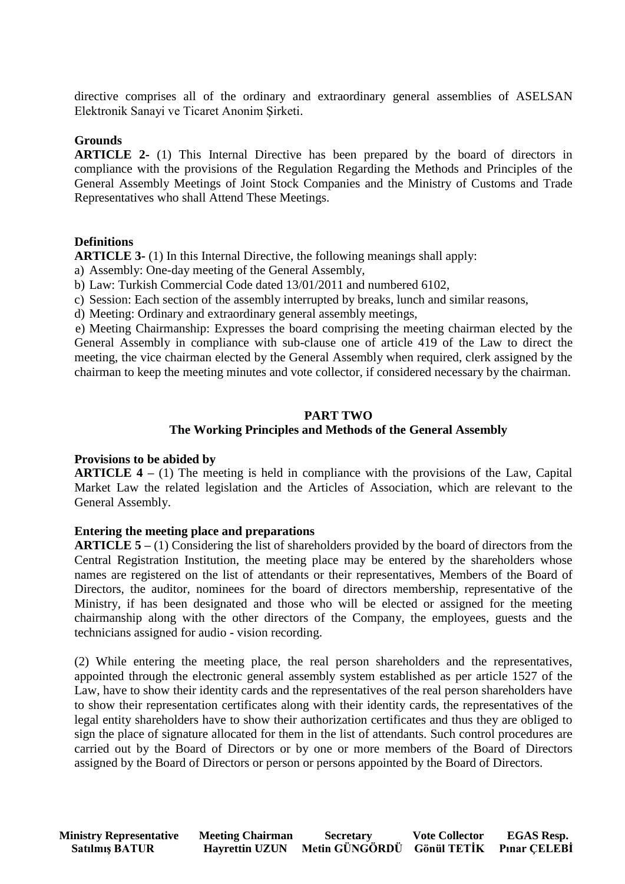directive comprises all of the ordinary and extraordinary general assemblies of ASELSAN Elektronik Sanayi ve Ticaret Anonim Şirketi.

**Grounds**

**ARTICLE 2-** (1) This Internal Directive has been prepared by the board of directors in compliance with the provisions of the Regulation Regarding the Methods and Principles of the General Assembly Meetings of Joint Stock Companies and the Ministry of Customs and Trade Representatives who shall Attend These Meetings.

**Definitions**

**ARTICLE 3-** (1) In this Internal Directive, the following meanings shall apply:

a) Assembly: One-day meeting of the General Assembly,

b) Law: Turkish Commercial Code dated 13/01/2011 and numbered 6102,

c) Session: Each section of the assembly interrupted by breaks, lunch and similar reasons,

d) Meeting: Ordinary and extraordinary general assembly meetings,

e) Meeting Chairmanship: Expresses the board comprising the meeting chairman elected by the General Assembly in compliance with sub-clause one of article 419 of the Law to direct the meeting, the vice chairman elected by the General Assembly when required, clerk assigned by the chairman to keep the meeting minutes and vote collector, if considered necessary by the chairman.

## PART TWO
## The Working Principles and Methods of the General Assembly

**Provisions to be abided by**

**ARTICLE 4 –** (1) The meeting is held in compliance with the provisions of the Law, Capital Market Law the related legislation and the Articles of Association, which are relevant to the General Assembly.

**Entering the meeting place and preparations**

**ARTICLE 5 –** (1) Considering the list of shareholders provided by the board of directors from the Central Registration Institution, the meeting place may be entered by the shareholders whose names are registered on the list of attendants or their representatives, Members of the Board of Directors, the auditor, nominees for the board of directors membership, representative of the Ministry, if has been designated and those who will be elected or assigned for the meeting chairmanship along with the other directors of the Company, the employees, guests and the technicians assigned for audio - vision recording.

(2) While entering the meeting place, the real person shareholders and the representatives, appointed through the electronic general assembly system established as per article 1527 of the Law, have to show their identity cards and the representatives of the real person shareholders have to show their representation certificates along with their identity cards, the representatives of the legal entity shareholders have to show their authorization certificates and thus they are obliged to sign the place of signature allocated for them in the list of attendants. Such control procedures are carried out by the Board of Directors or by one or more members of the Board of Directors assigned by the Board of Directors or person or persons appointed by the Board of Directors.

| Ministry Representative | Meeting Chairman | Secretary | Vote Collector | EGAS Resp. |
|---|---|---|---|---|
| Satılmış BATUR | Hayrettin UZUN | Metin GÜNGÖRDÜ | Gönül TETİK | Pınar ÇELEBİ |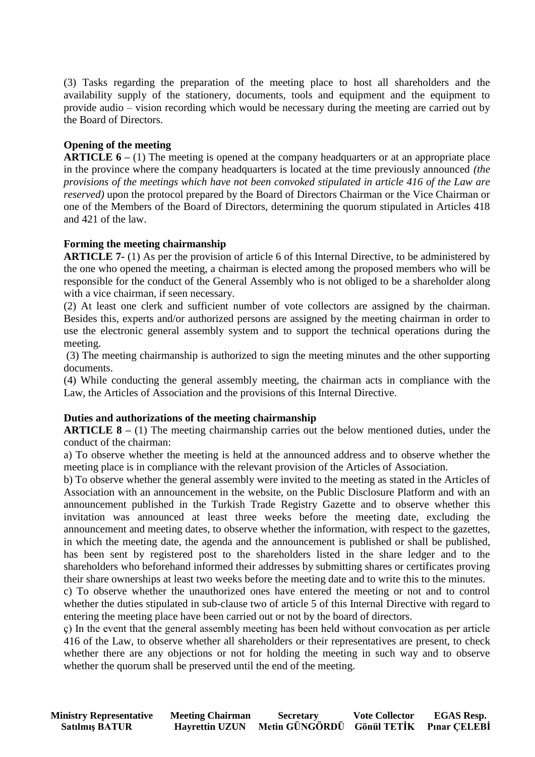(3) Tasks regarding the preparation of the meeting place to host all shareholders and the availability supply of the stationery, documents, tools and equipment and the equipment to provide audio – vision recording which would be necessary during the meeting are carried out by the Board of Directors.

**Opening of the meeting**

**ARTICLE 6 –** (1) The meeting is opened at the company headquarters or at an appropriate place in the province where the company headquarters is located at the time previously announced *(the provisions of the meetings which have not been convoked stipulated in article 416 of the Law are reserved)* upon the protocol prepared by the Board of Directors Chairman or the Vice Chairman or one of the Members of the Board of Directors, determining the quorum stipulated in Articles 418 and 421 of the law.

**Forming the meeting chairmanship**

**ARTICLE 7-** (1) As per the provision of article 6 of this Internal Directive, to be administered by the one who opened the meeting, a chairman is elected among the proposed members who will be responsible for the conduct of the General Assembly who is not obliged to be a shareholder along with a vice chairman, if seen necessary.

(2) At least one clerk and sufficient number of vote collectors are assigned by the chairman. Besides this, experts and/or authorized persons are assigned by the meeting chairman in order to use the electronic general assembly system and to support the technical operations during the meeting.

(3) The meeting chairmanship is authorized to sign the meeting minutes and the other supporting documents.

(4) While conducting the general assembly meeting, the chairman acts in compliance with the Law, the Articles of Association and the provisions of this Internal Directive.

**Duties and authorizations of the meeting chairmanship**

**ARTICLE 8 –** (1) The meeting chairmanship carries out the below mentioned duties, under the conduct of the chairman:

a) To observe whether the meeting is held at the announced address and to observe whether the meeting place is in compliance with the relevant provision of the Articles of Association.

b) To observe whether the general assembly were invited to the meeting as stated in the Articles of Association with an announcement in the website, on the Public Disclosure Platform and with an announcement published in the Turkish Trade Registry Gazette and to observe whether this invitation was announced at least three weeks before the meeting date, excluding the announcement and meeting dates, to observe whether the information, with respect to the gazettes, in which the meeting date, the agenda and the announcement is published or shall be published, has been sent by registered post to the shareholders listed in the share ledger and to the shareholders who beforehand informed their addresses by submitting shares or certificates proving their share ownerships at least two weeks before the meeting date and to write this to the minutes.

c) To observe whether the unauthorized ones have entered the meeting or not and to control whether the duties stipulated in sub-clause two of article 5 of this Internal Directive with regard to entering the meeting place have been carried out or not by the board of directors.

ç) In the event that the general assembly meeting has been held without convocation as per article 416 of the Law, to observe whether all shareholders or their representatives are present, to check whether there are any objections or not for holding the meeting in such way and to observe whether the quorum shall be preserved until the end of the meeting.

| Ministry Representative | Meeting Chairman | Secretary | Vote Collector | EGAS Resp. |
|---|---|---|---|---|
| Satılmış BATUR | Hayrettin UZUN | Metin GÜNGÖRDÜ | Gönül TETİK | Pınar ÇELEBİ |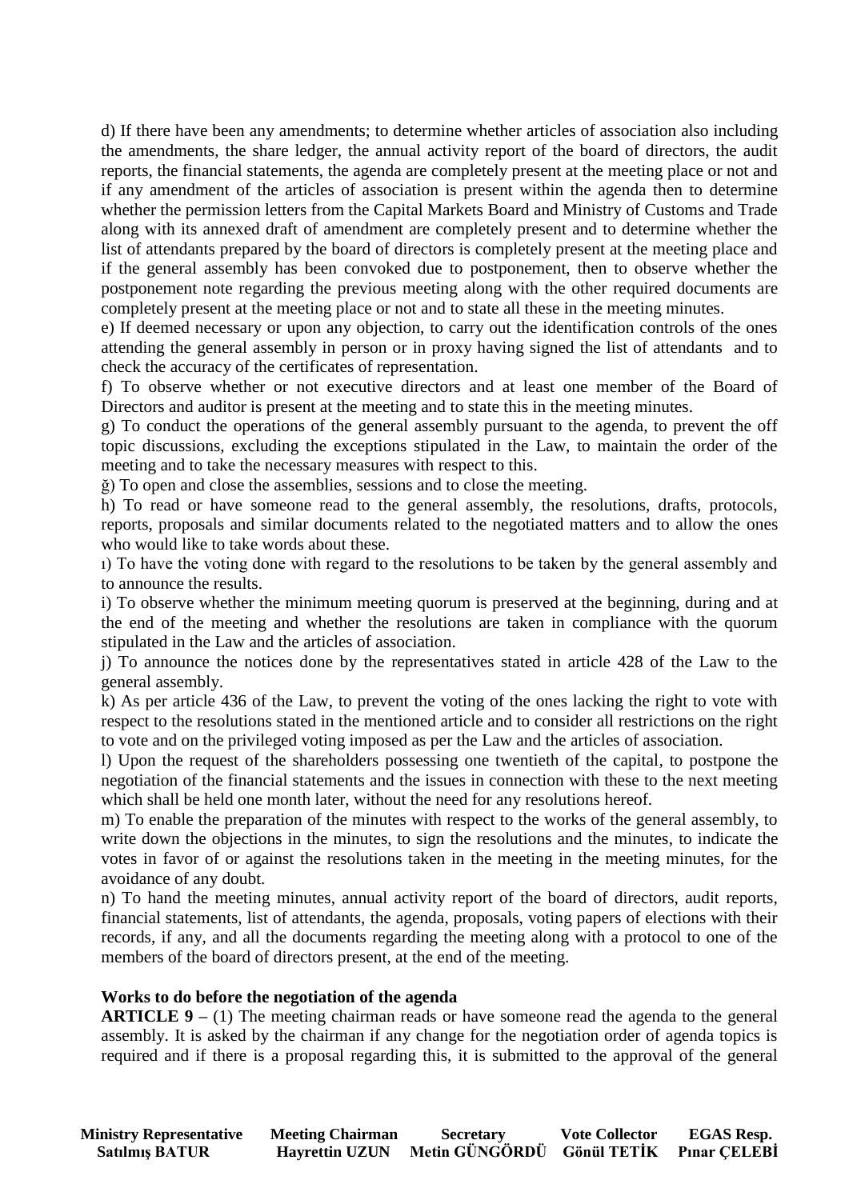d) If there have been any amendments; to determine whether articles of association also including the amendments, the share ledger, the annual activity report of the board of directors, the audit reports, the financial statements, the agenda are completely present at the meeting place or not and if any amendment of the articles of association is present within the agenda then to determine whether the permission letters from the Capital Markets Board and Ministry of Customs and Trade along with its annexed draft of amendment are completely present and to determine whether the list of attendants prepared by the board of directors is completely present at the meeting place and if the general assembly has been convoked due to postponement, then to observe whether the postponement note regarding the previous meeting along with the other required documents are completely present at the meeting place or not and to state all these in the meeting minutes.

e) If deemed necessary or upon any objection, to carry out the identification controls of the ones attending the general assembly in person or in proxy having signed the list of attendants and to check the accuracy of the certificates of representation.

f) To observe whether or not executive directors and at least one member of the Board of Directors and auditor is present at the meeting and to state this in the meeting minutes.

g) To conduct the operations of the general assembly pursuant to the agenda, to prevent the off topic discussions, excluding the exceptions stipulated in the Law, to maintain the order of the meeting and to take the necessary measures with respect to this.

ğ) To open and close the assemblies, sessions and to close the meeting.

h) To read or have someone read to the general assembly, the resolutions, drafts, protocols, reports, proposals and similar documents related to the negotiated matters and to allow the ones who would like to take words about these.

ı) To have the voting done with regard to the resolutions to be taken by the general assembly and to announce the results.

i) To observe whether the minimum meeting quorum is preserved at the beginning, during and at the end of the meeting and whether the resolutions are taken in compliance with the quorum stipulated in the Law and the articles of association.

j) To announce the notices done by the representatives stated in article 428 of the Law to the general assembly.

k) As per article 436 of the Law, to prevent the voting of the ones lacking the right to vote with respect to the resolutions stated in the mentioned article and to consider all restrictions on the right to vote and on the privileged voting imposed as per the Law and the articles of association.

l) Upon the request of the shareholders possessing one twentieth of the capital, to postpone the negotiation of the financial statements and the issues in connection with these to the next meeting which shall be held one month later, without the need for any resolutions hereof.

m) To enable the preparation of the minutes with respect to the works of the general assembly, to write down the objections in the minutes, to sign the resolutions and the minutes, to indicate the votes in favor of or against the resolutions taken in the meeting in the meeting minutes, for the avoidance of any doubt.

n) To hand the meeting minutes, annual activity report of the board of directors, audit reports, financial statements, list of attendants, the agenda, proposals, voting papers of elections with their records, if any, and all the documents regarding the meeting along with a protocol to one of the members of the board of directors present, at the end of the meeting.

**Works to do before the negotiation of the agenda**

**ARTICLE 9 –** (1) The meeting chairman reads or have someone read the agenda to the general assembly. It is asked by the chairman if any change for the negotiation order of agenda topics is required and if there is a proposal regarding this, it is submitted to the approval of the general

| Ministry Representative | Meeting Chairman | Secretary | Vote Collector | EGAS Resp. |
|---|---|---|---|---|
| Satılmış BATUR | Hayrettin UZUN | Metin GÜNGÖRDÜ | Gönül TETİK | Pınar ÇELEBİ |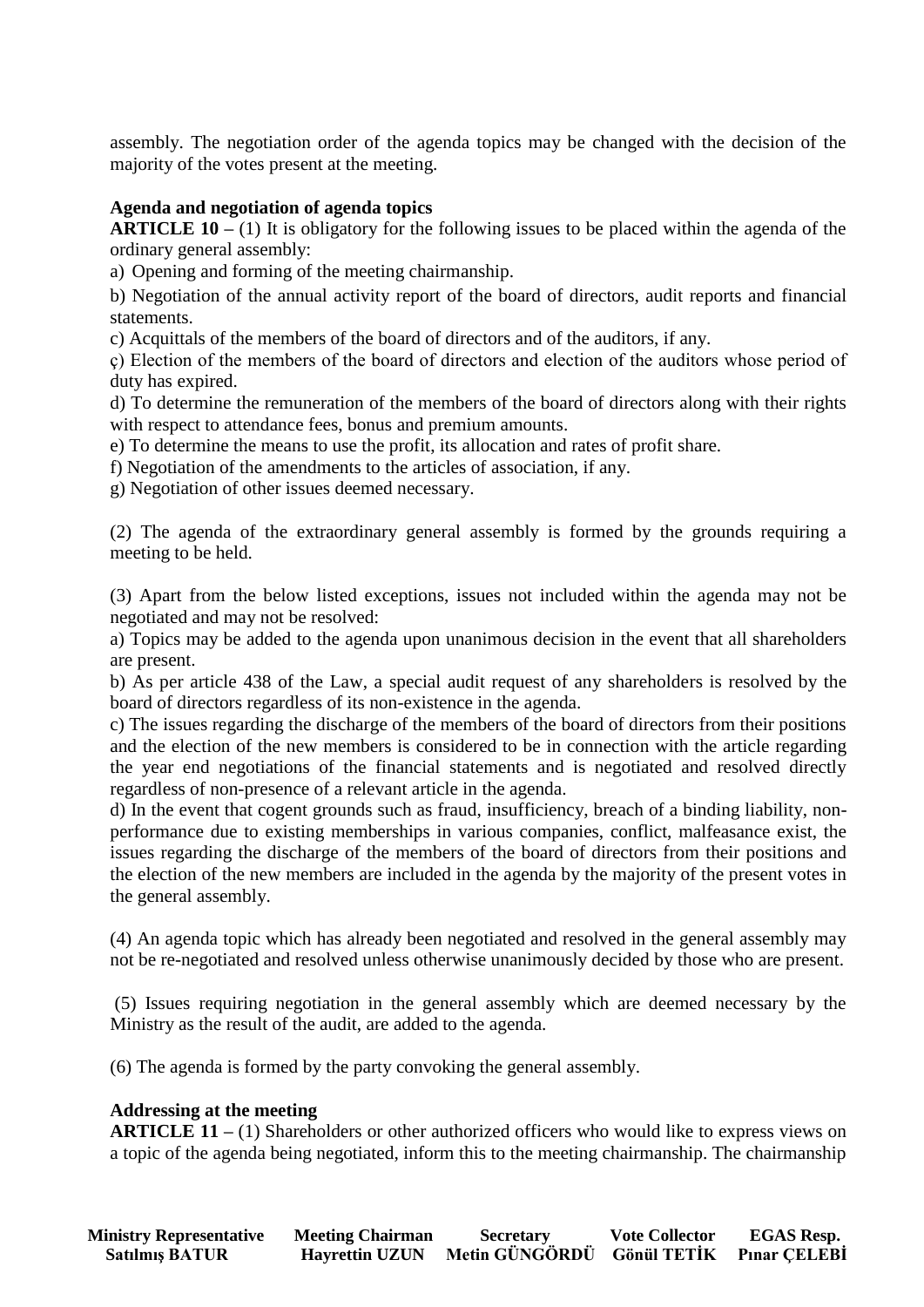assembly. The negotiation order of the agenda topics may be changed with the decision of the majority of the votes present at the meeting.

**Agenda and negotiation of agenda topics**

**ARTICLE 10 –** (1) It is obligatory for the following issues to be placed within the agenda of the ordinary general assembly:

a) Opening and forming of the meeting chairmanship.

b) Negotiation of the annual activity report of the board of directors, audit reports and financial statements.

c) Acquittals of the members of the board of directors and of the auditors, if any.

ç) Election of the members of the board of directors and election of the auditors whose period of duty has expired.

d) To determine the remuneration of the members of the board of directors along with their rights with respect to attendance fees, bonus and premium amounts.

e) To determine the means to use the profit, its allocation and rates of profit share.

f) Negotiation of the amendments to the articles of association, if any.

g) Negotiation of other issues deemed necessary.

(2) The agenda of the extraordinary general assembly is formed by the grounds requiring a meeting to be held.

(3) Apart from the below listed exceptions, issues not included within the agenda may not be negotiated and may not be resolved:

a) Topics may be added to the agenda upon unanimous decision in the event that all shareholders are present.

b) As per article 438 of the Law, a special audit request of any shareholders is resolved by the board of directors regardless of its non-existence in the agenda.

c) The issues regarding the discharge of the members of the board of directors from their positions and the election of the new members is considered to be in connection with the article regarding the year end negotiations of the financial statements and is negotiated and resolved directly regardless of non-presence of a relevant article in the agenda.

d) In the event that cogent grounds such as fraud, insufficiency, breach of a binding liability, non-performance due to existing memberships in various companies, conflict, malfeasance exist, the issues regarding the discharge of the members of the board of directors from their positions and the election of the new members are included in the agenda by the majority of the present votes in the general assembly.

(4) An agenda topic which has already been negotiated and resolved in the general assembly may not be re-negotiated and resolved unless otherwise unanimously decided by those who are present.

(5) Issues requiring negotiation in the general assembly which are deemed necessary by the Ministry as the result of the audit, are added to the agenda.

(6) The agenda is formed by the party convoking the general assembly.

**Addressing at the meeting**

**ARTICLE 11 –** (1) Shareholders or other authorized officers who would like to express views on a topic of the agenda being negotiated, inform this to the meeting chairmanship. The chairmanship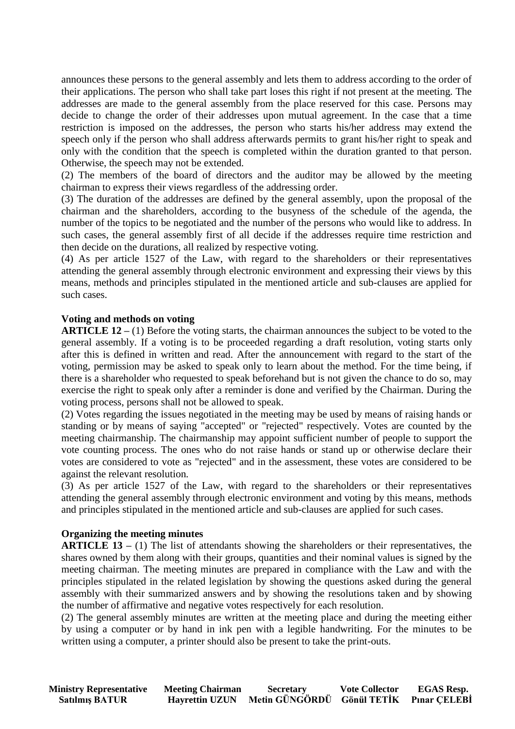announces these persons to the general assembly and lets them to address according to the order of their applications. The person who shall take part loses this right if not present at the meeting. The addresses are made to the general assembly from the place reserved for this case. Persons may decide to change the order of their addresses upon mutual agreement. In the case that a time restriction is imposed on the addresses, the person who starts his/her address may extend the speech only if the person who shall address afterwards permits to grant his/her right to speak and only with the condition that the speech is completed within the duration granted to that person. Otherwise, the speech may not be extended.

(2) The members of the board of directors and the auditor may be allowed by the meeting chairman to express their views regardless of the addressing order.

(3) The duration of the addresses are defined by the general assembly, upon the proposal of the chairman and the shareholders, according to the busyness of the schedule of the agenda, the number of the topics to be negotiated and the number of the persons who would like to address. In such cases, the general assembly first of all decide if the addresses require time restriction and then decide on the durations, all realized by respective voting.

(4) As per article 1527 of the Law, with regard to the shareholders or their representatives attending the general assembly through electronic environment and expressing their views by this means, methods and principles stipulated in the mentioned article and sub-clauses are applied for such cases.

**Voting and methods on voting**

**ARTICLE 12 –** (1) Before the voting starts, the chairman announces the subject to be voted to the general assembly. If a voting is to be proceeded regarding a draft resolution, voting starts only after this is defined in written and read. After the announcement with regard to the start of the voting, permission may be asked to speak only to learn about the method. For the time being, if there is a shareholder who requested to speak beforehand but is not given the chance to do so, may exercise the right to speak only after a reminder is done and verified by the Chairman. During the voting process, persons shall not be allowed to speak.

(2) Votes regarding the issues negotiated in the meeting may be used by means of raising hands or standing or by means of saying "accepted" or "rejected" respectively. Votes are counted by the meeting chairmanship. The chairmanship may appoint sufficient number of people to support the vote counting process. The ones who do not raise hands or stand up or otherwise declare their votes are considered to vote as "rejected" and in the assessment, these votes are considered to be against the relevant resolution.

(3) As per article 1527 of the Law, with regard to the shareholders or their representatives attending the general assembly through electronic environment and voting by this means, methods and principles stipulated in the mentioned article and sub-clauses are applied for such cases.

**Organizing the meeting minutes**

**ARTICLE 13 –** (1) The list of attendants showing the shareholders or their representatives, the shares owned by them along with their groups, quantities and their nominal values is signed by the meeting chairman. The meeting minutes are prepared in compliance with the Law and with the principles stipulated in the related legislation by showing the questions asked during the general assembly with their summarized answers and by showing the resolutions taken and by showing the number of affirmative and negative votes respectively for each resolution.

(2) The general assembly minutes are written at the meeting place and during the meeting either by using a computer or by hand in ink pen with a legible handwriting. For the minutes to be written using a computer, a printer should also be present to take the print-outs.

| Ministry Representative | Meeting Chairman | Secretary | Vote Collector | EGAS Resp. |
|---|---|---|---|---|
| Satılmış BATUR | Hayrettin UZUN | Metin GÜNGÖRDÜ | Gönül TETİK | Pınar ÇELEBİ |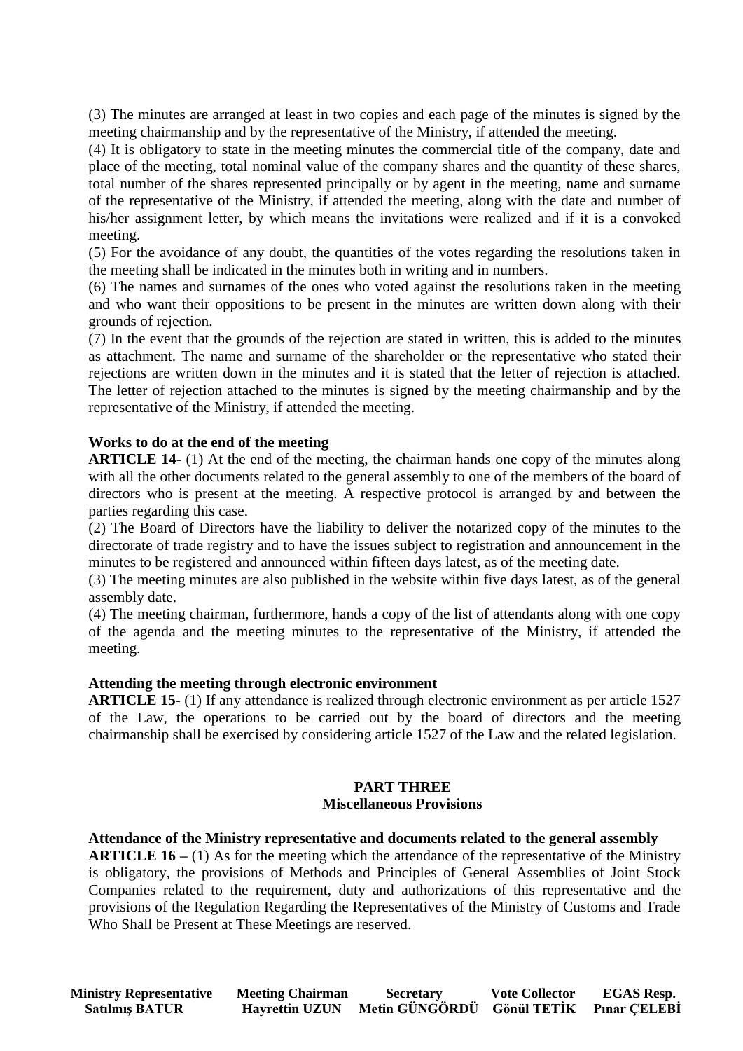(3) The minutes are arranged at least in two copies and each page of the minutes is signed by the meeting chairmanship and by the representative of the Ministry, if attended the meeting.

(4) It is obligatory to state in the meeting minutes the commercial title of the company, date and place of the meeting, total nominal value of the company shares and the quantity of these shares, total number of the shares represented principally or by agent in the meeting, name and surname of the representative of the Ministry, if attended the meeting, along with the date and number of his/her assignment letter, by which means the invitations were realized and if it is a convoked meeting.

(5) For the avoidance of any doubt, the quantities of the votes regarding the resolutions taken in the meeting shall be indicated in the minutes both in writing and in numbers.

(6) The names and surnames of the ones who voted against the resolutions taken in the meeting and who want their oppositions to be present in the minutes are written down along with their grounds of rejection.

(7) In the event that the grounds of the rejection are stated in written, this is added to the minutes as attachment. The name and surname of the shareholder or the representative who stated their rejections are written down in the minutes and it is stated that the letter of rejection is attached. The letter of rejection attached to the minutes is signed by the meeting chairmanship and by the representative of the Ministry, if attended the meeting.

**Works to do at the end of the meeting**

**ARTICLE 14-** (1) At the end of the meeting, the chairman hands one copy of the minutes along with all the other documents related to the general assembly to one of the members of the board of directors who is present at the meeting. A respective protocol is arranged by and between the parties regarding this case.

(2) The Board of Directors have the liability to deliver the notarized copy of the minutes to the directorate of trade registry and to have the issues subject to registration and announcement in the minutes to be registered and announced within fifteen days latest, as of the meeting date.

(3) The meeting minutes are also published in the website within five days latest, as of the general assembly date.

(4) The meeting chairman, furthermore, hands a copy of the list of attendants along with one copy of the agenda and the meeting minutes to the representative of the Ministry, if attended the meeting.

**Attending the meeting through electronic environment**

**ARTICLE 15-** (1) If any attendance is realized through electronic environment as per article 1527 of the Law, the operations to be carried out by the board of directors and the meeting chairmanship shall be exercised by considering article 1527 of the Law and the related legislation.

## PART THREE
## Miscellaneous Provisions

**Attendance of the Ministry representative and documents related to the general assembly**

**ARTICLE 16 –** (1) As for the meeting which the attendance of the representative of the Ministry is obligatory, the provisions of Methods and Principles of General Assemblies of Joint Stock Companies related to the requirement, duty and authorizations of this representative and the provisions of the Regulation Regarding the Representatives of the Ministry of Customs and Trade Who Shall be Present at These Meetings are reserved.

| Ministry Representative | Meeting Chairman | Secretary | Vote Collector | EGAS Resp. |
|---|---|---|---|---|
| Satılmış BATUR | Hayrettin UZUN | Metin GÜNGÖRDÜ | Gönül TETİK | Pınar ÇELEBİ |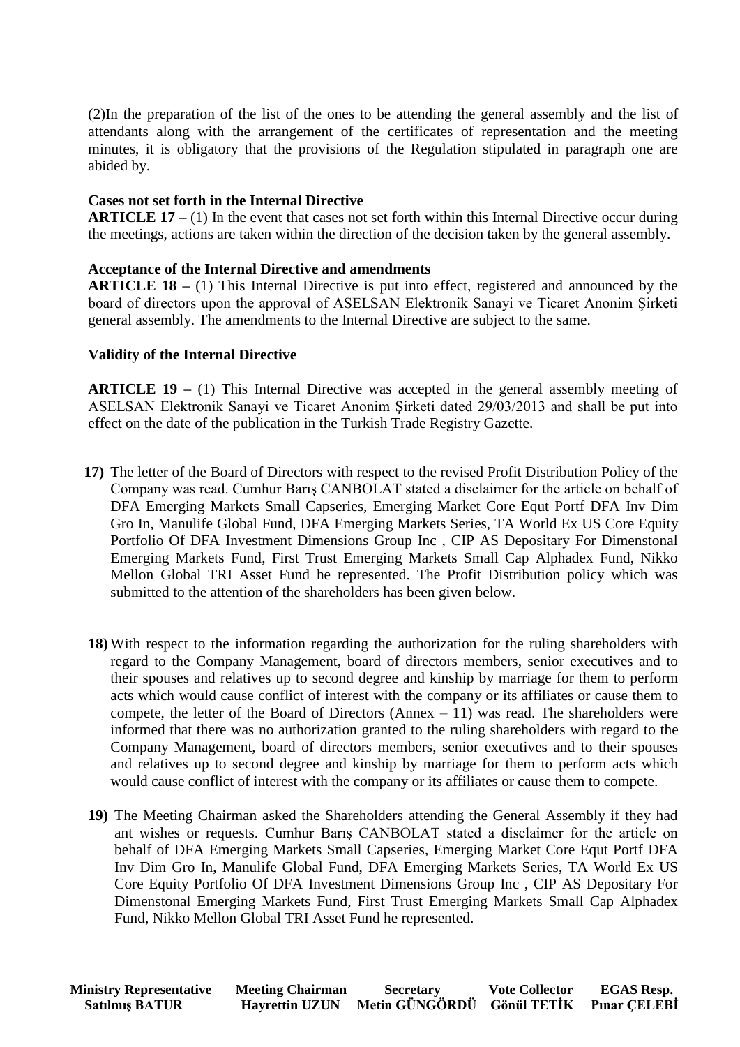(2)In the preparation of the list of the ones to be attending the general assembly and the list of attendants along with the arrangement of the certificates of representation and the meeting minutes, it is obligatory that the provisions of the Regulation stipulated in paragraph one are abided by.

**Cases not set forth in the Internal Directive**

**ARTICLE 17 –** (1) In the event that cases not set forth within this Internal Directive occur during the meetings, actions are taken within the direction of the decision taken by the general assembly.

**Acceptance of the Internal Directive and amendments**

**ARTICLE 18 –** (1) This Internal Directive is put into effect, registered and announced by the board of directors upon the approval of ASELSAN Elektronik Sanayi ve Ticaret Anonim Şirketi general assembly. The amendments to the Internal Directive are subject to the same.

**Validity of the Internal Directive**

**ARTICLE 19 –** (1) This Internal Directive was accepted in the general assembly meeting of ASELSAN Elektronik Sanayi ve Ticaret Anonim Şirketi dated 29/03/2013 and shall be put into effect on the date of the publication in the Turkish Trade Registry Gazette.

**17)** The letter of the Board of Directors with respect to the revised Profit Distribution Policy of the Company was read. Cumhur Barış CANBOLAT stated a disclaimer for the article on behalf of DFA Emerging Markets Small Capseries, Emerging Market Core Equt Portf DFA Inv Dim Gro In, Manulife Global Fund, DFA Emerging Markets Series, TA World Ex US Core Equity Portfolio Of DFA Investment Dimensions Group Inc , CIP AS Depositary For Dimenstonal Emerging Markets Fund, First Trust Emerging Markets Small Cap Alphadex Fund, Nikko Mellon Global TRI Asset Fund he represented. The Profit Distribution policy which was submitted to the attention of the shareholders has been given below.

**18)** With respect to the information regarding the authorization for the ruling shareholders with regard to the Company Management, board of directors members, senior executives and to their spouses and relatives up to second degree and kinship by marriage for them to perform acts which would cause conflict of interest with the company or its affiliates or cause them to compete, the letter of the Board of Directors (Annex – 11) was read. The shareholders were informed that there was no authorization granted to the ruling shareholders with regard to the Company Management, board of directors members, senior executives and to their spouses and relatives up to second degree and kinship by marriage for them to perform acts which would cause conflict of interest with the company or its affiliates or cause them to compete.

**19)** The Meeting Chairman asked the Shareholders attending the General Assembly if they had ant wishes or requests. Cumhur Barış CANBOLAT stated a disclaimer for the article on behalf of DFA Emerging Markets Small Capseries, Emerging Market Core Equt Portf DFA Inv Dim Gro In, Manulife Global Fund, DFA Emerging Markets Series, TA World Ex US Core Equity Portfolio Of DFA Investment Dimensions Group Inc , CIP AS Depositary For Dimenstonal Emerging Markets Fund, First Trust Emerging Markets Small Cap Alphadex Fund, Nikko Mellon Global TRI Asset Fund he represented.

| Ministry Representative | Meeting Chairman | Secretary | Vote Collector | EGAS Resp. |
|---|---|---|---|---|
| Satılmış BATUR | Hayrettin UZUN | Metin GÜNGÖRDÜ | Gönül TETİK | Pınar ÇELEBİ |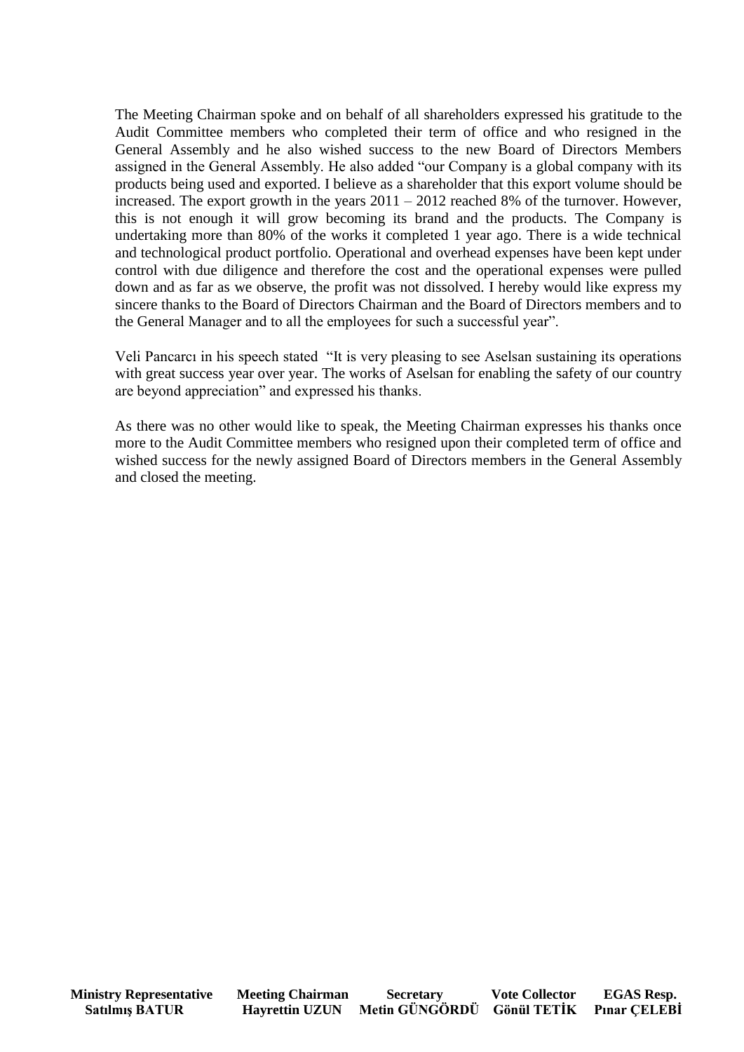The Meeting Chairman spoke and on behalf of all shareholders expressed his gratitude to the Audit Committee members who completed their term of office and who resigned in the General Assembly and he also wished success to the new Board of Directors Members assigned in the General Assembly. He also added "our Company is a global company with its products being used and exported. I believe as a shareholder that this export volume should be increased. The export growth in the years 2011 – 2012 reached 8% of the turnover. However, this is not enough it will grow becoming its brand and the products. The Company is undertaking more than 80% of the works it completed 1 year ago. There is a wide technical and technological product portfolio. Operational and overhead expenses have been kept under control with due diligence and therefore the cost and the operational expenses were pulled down and as far as we observe, the profit was not dissolved. I hereby would like express my sincere thanks to the Board of Directors Chairman and the Board of Directors members and to the General Manager and to all the employees for such a successful year".

Veli Pancarcı in his speech stated "It is very pleasing to see Aselsan sustaining its operations with great success year over year. The works of Aselsan for enabling the safety of our country are beyond appreciation" and expressed his thanks.

As there was no other would like to speak, the Meeting Chairman expresses his thanks once more to the Audit Committee members who resigned upon their completed term of office and wished success for the newly assigned Board of Directors members in the General Assembly and closed the meeting.

| Ministry Representative | Meeting Chairman | Secretary | Vote Collector | EGAS Resp. |
| --- | --- | --- | --- | --- |
| **Satılmış BATUR** | **Hayrettin UZUN** | **Metin GÜNGÖRDÜ** | **Gönül TETİK** | **Pınar ÇELEBİ** |